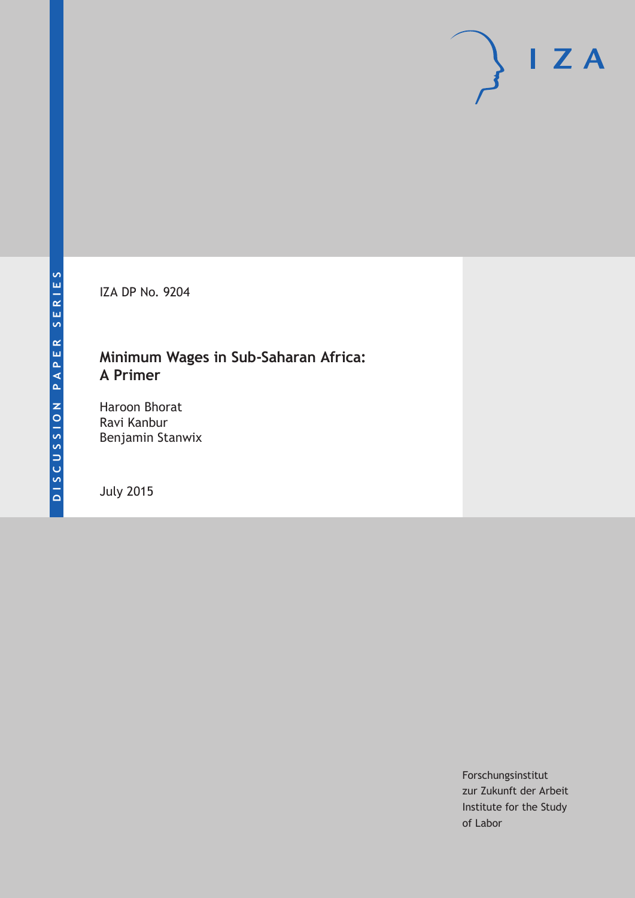DISCUSSION PAPER SERIES

IZA DP No. 9204

# Minimum Wages in Sub-Saharan Africa: A Primer

Haroon Bhorat
Ravi Kanbur
Benjamin Stanwix

July 2015

Forschungsinstitut
zur Zukunft der Arbeit
Institute for the Study
of Labor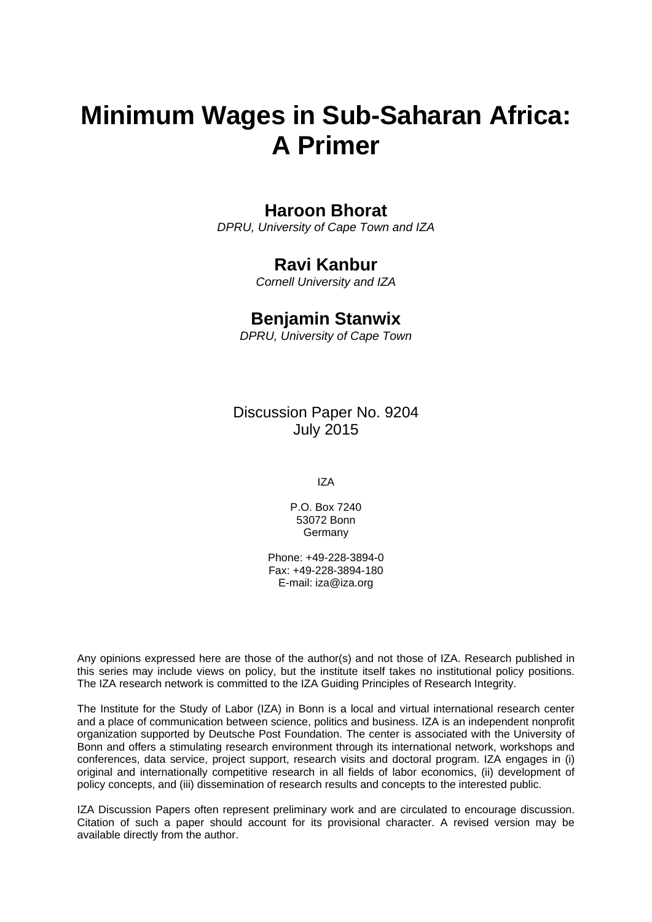# Minimum Wages in Sub-Saharan Africa: A Primer

**Haroon Bhorat**

*DPRU, University of Cape Town and IZA*

**Ravi Kanbur**

*Cornell University and IZA*

**Benjamin Stanwix**

*DPRU, University of Cape Town*

Discussion Paper No. 9204
July 2015

IZA

P.O. Box 7240
53072 Bonn
Germany

Phone: +49-228-3894-0
Fax: +49-228-3894-180
E-mail: iza@iza.org

Any opinions expressed here are those of the author(s) and not those of IZA. Research published in this series may include views on policy, but the institute itself takes no institutional policy positions. The IZA research network is committed to the IZA Guiding Principles of Research Integrity.

The Institute for the Study of Labor (IZA) in Bonn is a local and virtual international research center and a place of communication between science, politics and business. IZA is an independent nonprofit organization supported by Deutsche Post Foundation. The center is associated with the University of Bonn and offers a stimulating research environment through its international network, workshops and conferences, data service, project support, research visits and doctoral program. IZA engages in (i) original and internationally competitive research in all fields of labor economics, (ii) development of policy concepts, and (iii) dissemination of research results and concepts to the interested public.

IZA Discussion Papers often represent preliminary work and are circulated to encourage discussion. Citation of such a paper should account for its provisional character. A revised version may be available directly from the author.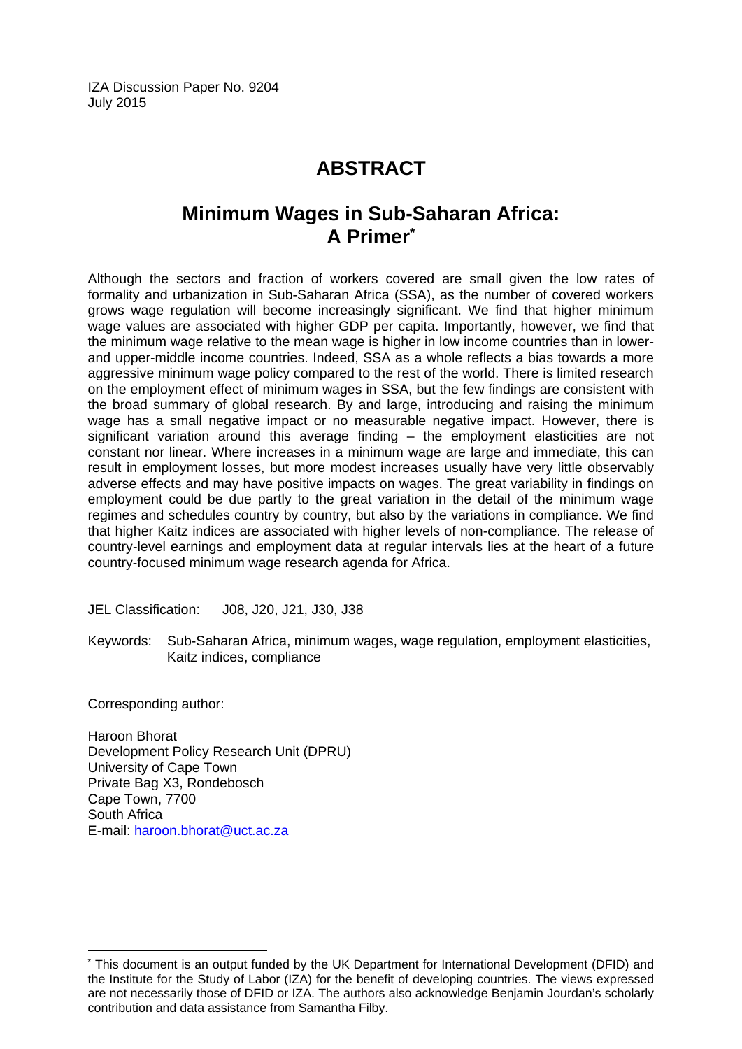IZA Discussion Paper No. 9204
July 2015

# ABSTRACT

## Minimum Wages in Sub-Saharan Africa: A Primer*

Although the sectors and fraction of workers covered are small given the low rates of formality and urbanization in Sub-Saharan Africa (SSA), as the number of covered workers grows wage regulation will become increasingly significant. We find that higher minimum wage values are associated with higher GDP per capita. Importantly, however, we find that the minimum wage relative to the mean wage is higher in low income countries than in lower- and upper-middle income countries. Indeed, SSA as a whole reflects a bias towards a more aggressive minimum wage policy compared to the rest of the world. There is limited research on the employment effect of minimum wages in SSA, but the few findings are consistent with the broad summary of global research. By and large, introducing and raising the minimum wage has a small negative impact or no measurable negative impact. However, there is significant variation around this average finding – the employment elasticities are not constant nor linear. Where increases in a minimum wage are large and immediate, this can result in employment losses, but more modest increases usually have very little observably adverse effects and may have positive impacts on wages. The great variability in findings on employment could be due partly to the great variation in the detail of the minimum wage regimes and schedules country by country, but also by the variations in compliance. We find that higher Kaitz indices are associated with higher levels of non-compliance. The release of country-level earnings and employment data at regular intervals lies at the heart of a future country-focused minimum wage research agenda for Africa.

JEL Classification: J08, J20, J21, J30, J38

Keywords: Sub-Saharan Africa, minimum wages, wage regulation, employment elasticities, Kaitz indices, compliance

Corresponding author:

Haroon Bhorat
Development Policy Research Unit (DPRU)
University of Cape Town
Private Bag X3, Rondebosch
Cape Town, 7700
South Africa
E-mail: haroon.bhorat@uct.ac.za

---

* This document is an output funded by the UK Department for International Development (DFID) and the Institute for the Study of Labor (IZA) for the benefit of developing countries. The views expressed are not necessarily those of DFID or IZA. The authors also acknowledge Benjamin Jourdan's scholarly contribution and data assistance from Samantha Filby.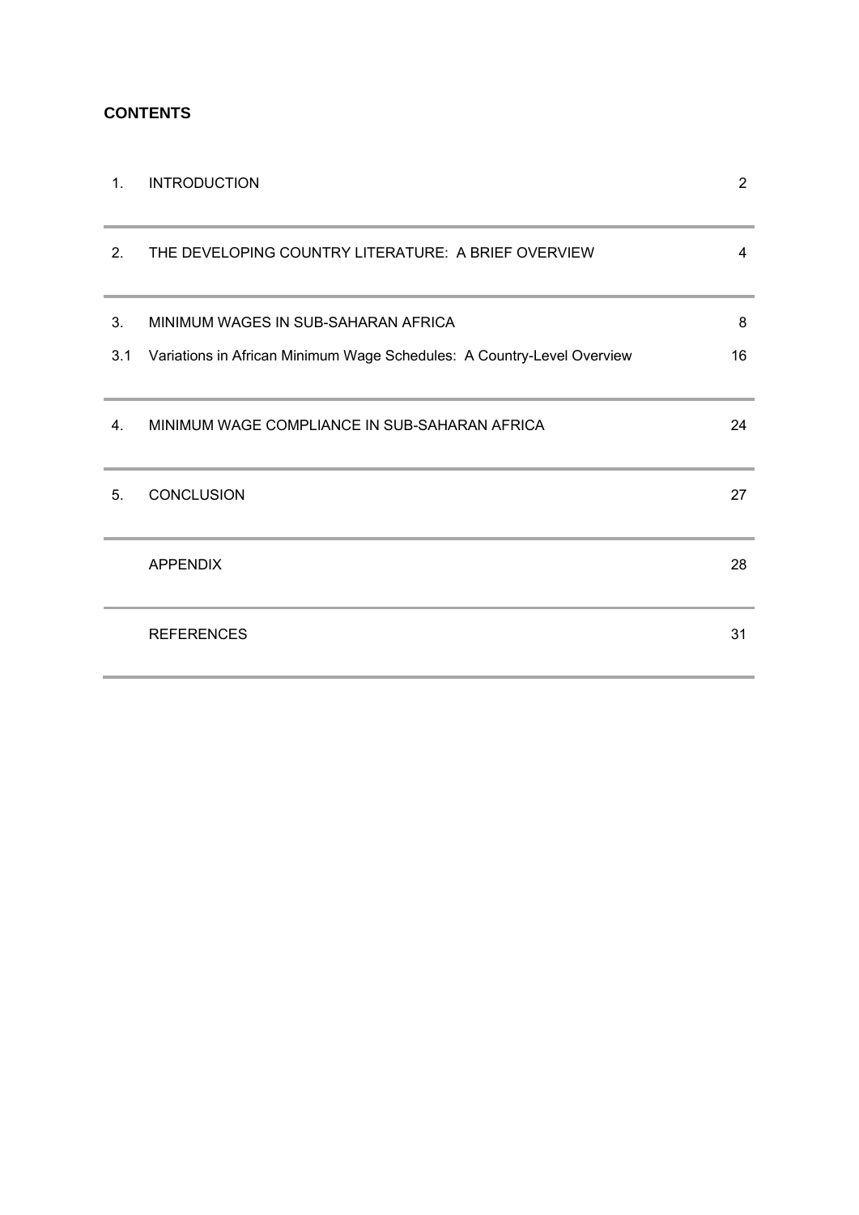**CONTENTS**

| | | |
|---|---|---|
| 1. | INTRODUCTION | 2 |
| 2. | THE DEVELOPING COUNTRY LITERATURE: A BRIEF OVERVIEW | 4 |
| 3. | MINIMUM WAGES IN SUB-SAHARAN AFRICA | 8 |
| 3.1 | Variations in African Minimum Wage Schedules: A Country-Level Overview | 16 |
| 4. | MINIMUM WAGE COMPLIANCE IN SUB-SAHARAN AFRICA | 24 |
| 5. | CONCLUSION | 27 |
| | APPENDIX | 28 |
| | REFERENCES | 31 |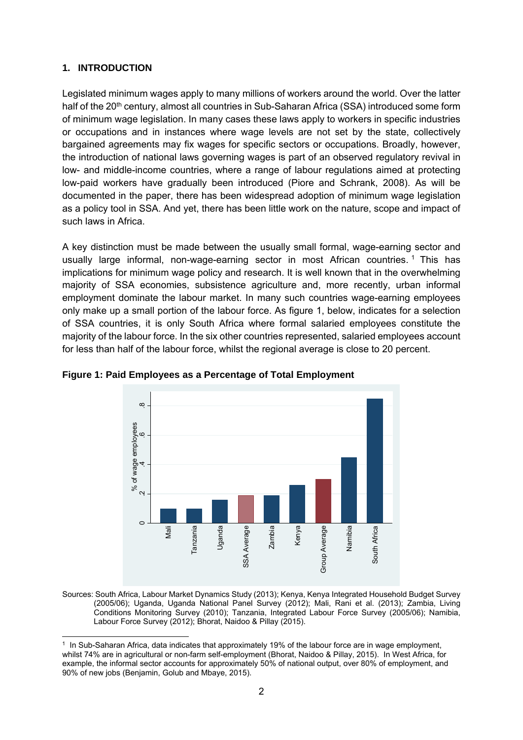# 1. INTRODUCTION

Legislated minimum wages apply to many millions of workers around the world. Over the latter half of the 20th century, almost all countries in Sub-Saharan Africa (SSA) introduced some form of minimum wage legislation. In many cases these laws apply to workers in specific industries or occupations and in instances where wage levels are not set by the state, collectively bargained agreements may fix wages for specific sectors or occupations. Broadly, however, the introduction of national laws governing wages is part of an observed regulatory revival in low- and middle-income countries, where a range of labour regulations aimed at protecting low-paid workers have gradually been introduced (Piore and Schrank, 2008). As will be documented in the paper, there has been widespread adoption of minimum wage legislation as a policy tool in SSA. And yet, there has been little work on the nature, scope and impact of such laws in Africa.

A key distinction must be made between the usually small formal, wage-earning sector and usually large informal, non-wage-earning sector in most African countries.[1] This has implications for minimum wage policy and research. It is well known that in the overwhelming majority of SSA economies, subsistence agriculture and, more recently, urban informal employment dominate the labour market. In many such countries wage-earning employees only make up a small portion of the labour force. As figure 1, below, indicates for a selection of SSA countries, it is only South Africa where formal salaried employees constitute the majority of the labour force. In the six other countries represented, salaried employees account for less than half of the labour force, whilst the regional average is close to 20 percent.

**Figure 1: Paid Employees as a Percentage of Total Employment**

Sources: South Africa, Labour Market Dynamics Study (2013); Kenya, Kenya Integrated Household Budget Survey (2005/06); Uganda, Uganda National Panel Survey (2012); Mali, Rani et al. (2013); Zambia, Living Conditions Monitoring Survey (2010); Tanzania, Integrated Labour Force Survey (2005/06); Namibia, Labour Force Survey (2012); Bhorat, Naidoo & Pillay (2015).

[1] In Sub-Saharan Africa, data indicates that approximately 19% of the labour force are in wage employment, whilst 74% are in agricultural or non-farm self-employment (Bhorat, Naidoo & Pillay, 2015). In West Africa, for example, the informal sector accounts for approximately 50% of national output, over 80% of employment, and 90% of new jobs (Benjamin, Golub and Mbaye, 2015).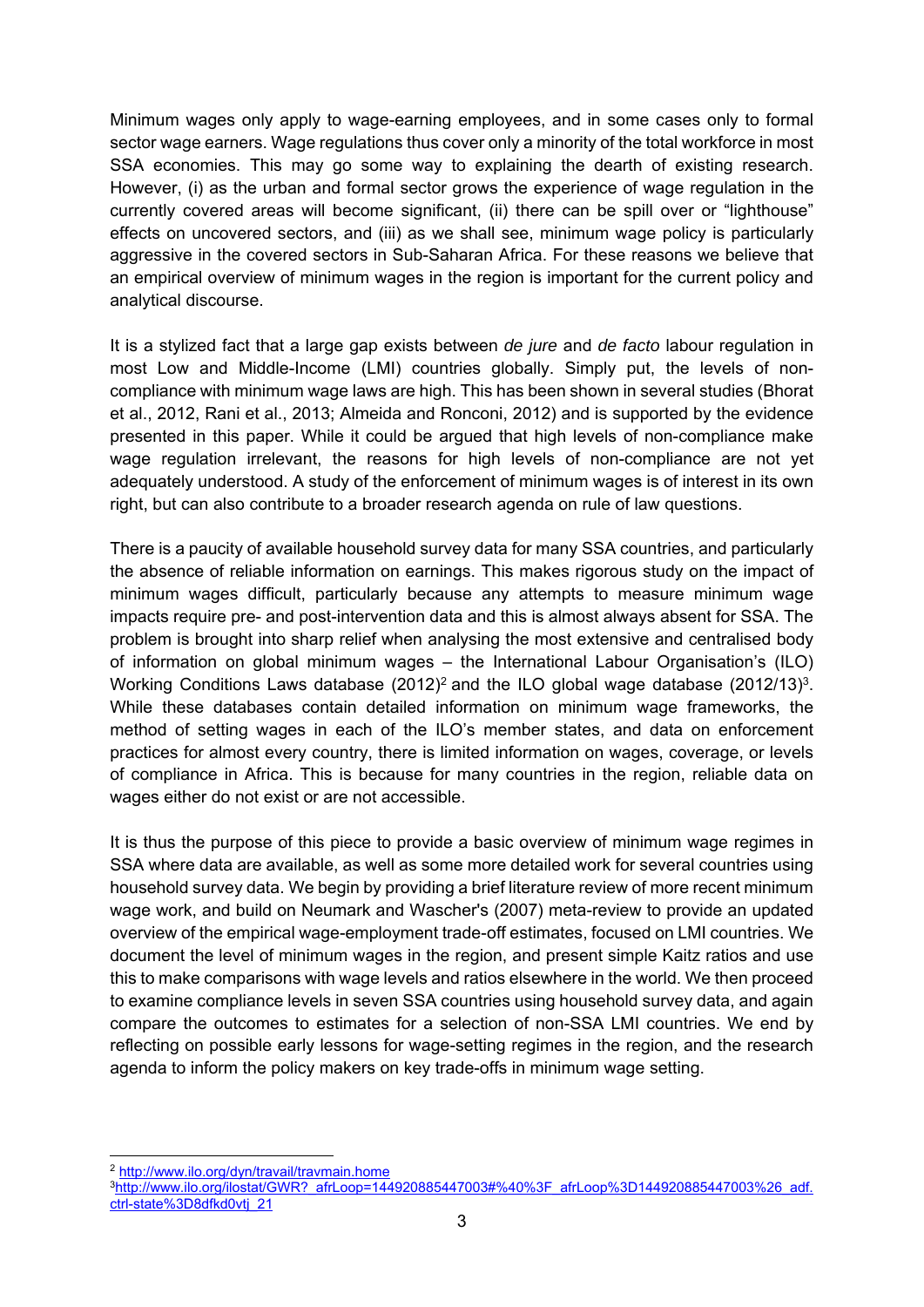Minimum wages only apply to wage-earning employees, and in some cases only to formal sector wage earners. Wage regulations thus cover only a minority of the total workforce in most SSA economies. This may go some way to explaining the dearth of existing research. However, (i) as the urban and formal sector grows the experience of wage regulation in the currently covered areas will become significant, (ii) there can be spill over or "lighthouse" effects on uncovered sectors, and (iii) as we shall see, minimum wage policy is particularly aggressive in the covered sectors in Sub-Saharan Africa. For these reasons we believe that an empirical overview of minimum wages in the region is important for the current policy and analytical discourse.

It is a stylized fact that a large gap exists between *de jure* and *de facto* labour regulation in most Low and Middle-Income (LMI) countries globally. Simply put, the levels of non-compliance with minimum wage laws are high. This has been shown in several studies (Bhorat et al., 2012, Rani et al., 2013; Almeida and Ronconi, 2012) and is supported by the evidence presented in this paper. While it could be argued that high levels of non-compliance make wage regulation irrelevant, the reasons for high levels of non-compliance are not yet adequately understood. A study of the enforcement of minimum wages is of interest in its own right, but can also contribute to a broader research agenda on rule of law questions.

There is a paucity of available household survey data for many SSA countries, and particularly the absence of reliable information on earnings. This makes rigorous study on the impact of minimum wages difficult, particularly because any attempts to measure minimum wage impacts require pre- and post-intervention data and this is almost always absent for SSA. The problem is brought into sharp relief when analysing the most extensive and centralised body of information on global minimum wages – the International Labour Organisation's (ILO) Working Conditions Laws database (2012)[2] and the ILO global wage database (2012/13)[3]. While these databases contain detailed information on minimum wage frameworks, the method of setting wages in each of the ILO's member states, and data on enforcement practices for almost every country, there is limited information on wages, coverage, or levels of compliance in Africa. This is because for many countries in the region, reliable data on wages either do not exist or are not accessible.

It is thus the purpose of this piece to provide a basic overview of minimum wage regimes in SSA where data are available, as well as some more detailed work for several countries using household survey data. We begin by providing a brief literature review of more recent minimum wage work, and build on Neumark and Wascher's (2007) meta-review to provide an updated overview of the empirical wage-employment trade-off estimates, focused on LMI countries. We document the level of minimum wages in the region, and present simple Kaitz ratios and use this to make comparisons with wage levels and ratios elsewhere in the world. We then proceed to examine compliance levels in seven SSA countries using household survey data, and again compare the outcomes to estimates for a selection of non-SSA LMI countries. We end by reflecting on possible early lessons for wage-setting regimes in the region, and the research agenda to inform the policy makers on key trade-offs in minimum wage setting.

---

[2] http://www.ilo.org/dyn/travail/travmain.home

[3] http://www.ilo.org/ilostat/GWR?_afrLoop=144920885447003#%40%3F_afrLoop%3D144920885447003%26_adf.ctrl-state%3D8dfkd0vtj_21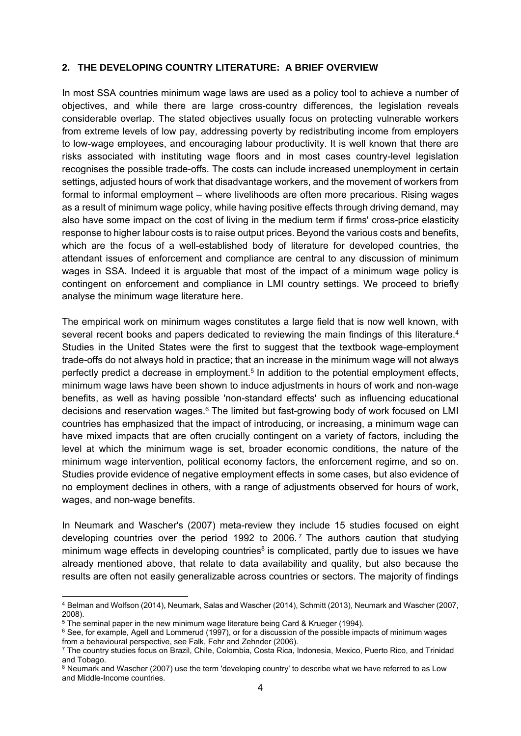## 2. THE DEVELOPING COUNTRY LITERATURE: A BRIEF OVERVIEW

In most SSA countries minimum wage laws are used as a policy tool to achieve a number of objectives, and while there are large cross-country differences, the legislation reveals considerable overlap. The stated objectives usually focus on protecting vulnerable workers from extreme levels of low pay, addressing poverty by redistributing income from employers to low-wage employees, and encouraging labour productivity. It is well known that there are risks associated with instituting wage floors and in most cases country-level legislation recognises the possible trade-offs. The costs can include increased unemployment in certain settings, adjusted hours of work that disadvantage workers, and the movement of workers from formal to informal employment – where livelihoods are often more precarious. Rising wages as a result of minimum wage policy, while having positive effects through driving demand, may also have some impact on the cost of living in the medium term if firms' cross-price elasticity response to higher labour costs is to raise output prices. Beyond the various costs and benefits, which are the focus of a well-established body of literature for developed countries, the attendant issues of enforcement and compliance are central to any discussion of minimum wages in SSA. Indeed it is arguable that most of the impact of a minimum wage policy is contingent on enforcement and compliance in LMI country settings. We proceed to briefly analyse the minimum wage literature here.

The empirical work on minimum wages constitutes a large field that is now well known, with several recent books and papers dedicated to reviewing the main findings of this literature.[4] Studies in the United States were the first to suggest that the textbook wage-employment trade-offs do not always hold in practice; that an increase in the minimum wage will not always perfectly predict a decrease in employment.[5] In addition to the potential employment effects, minimum wage laws have been shown to induce adjustments in hours of work and non-wage benefits, as well as having possible 'non-standard effects' such as influencing educational decisions and reservation wages.[6] The limited but fast-growing body of work focused on LMI countries has emphasized that the impact of introducing, or increasing, a minimum wage can have mixed impacts that are often crucially contingent on a variety of factors, including the level at which the minimum wage is set, broader economic conditions, the nature of the minimum wage intervention, political economy factors, the enforcement regime, and so on. Studies provide evidence of negative employment effects in some cases, but also evidence of no employment declines in others, with a range of adjustments observed for hours of work, wages, and non-wage benefits.

In Neumark and Wascher's (2007) meta-review they include 15 studies focused on eight developing countries over the period 1992 to 2006.[7] The authors caution that studying minimum wage effects in developing countries[8] is complicated, partly due to issues we have already mentioned above, that relate to data availability and quality, but also because the results are often not easily generalizable across countries or sectors. The majority of findings

---

[4] Belman and Wolfson (2014), Neumark, Salas and Wascher (2014), Schmitt (2013), Neumark and Wascher (2007, 2008).

[5] The seminal paper in the new minimum wage literature being Card & Krueger (1994).

[6] See, for example, Agell and Lommerud (1997), or for a discussion of the possible impacts of minimum wages from a behavioural perspective, see Falk, Fehr and Zehnder (2006).

[7] The country studies focus on Brazil, Chile, Colombia, Costa Rica, Indonesia, Mexico, Puerto Rico, and Trinidad and Tobago.

[8] Neumark and Wascher (2007) use the term 'developing country' to describe what we have referred to as Low and Middle-Income countries.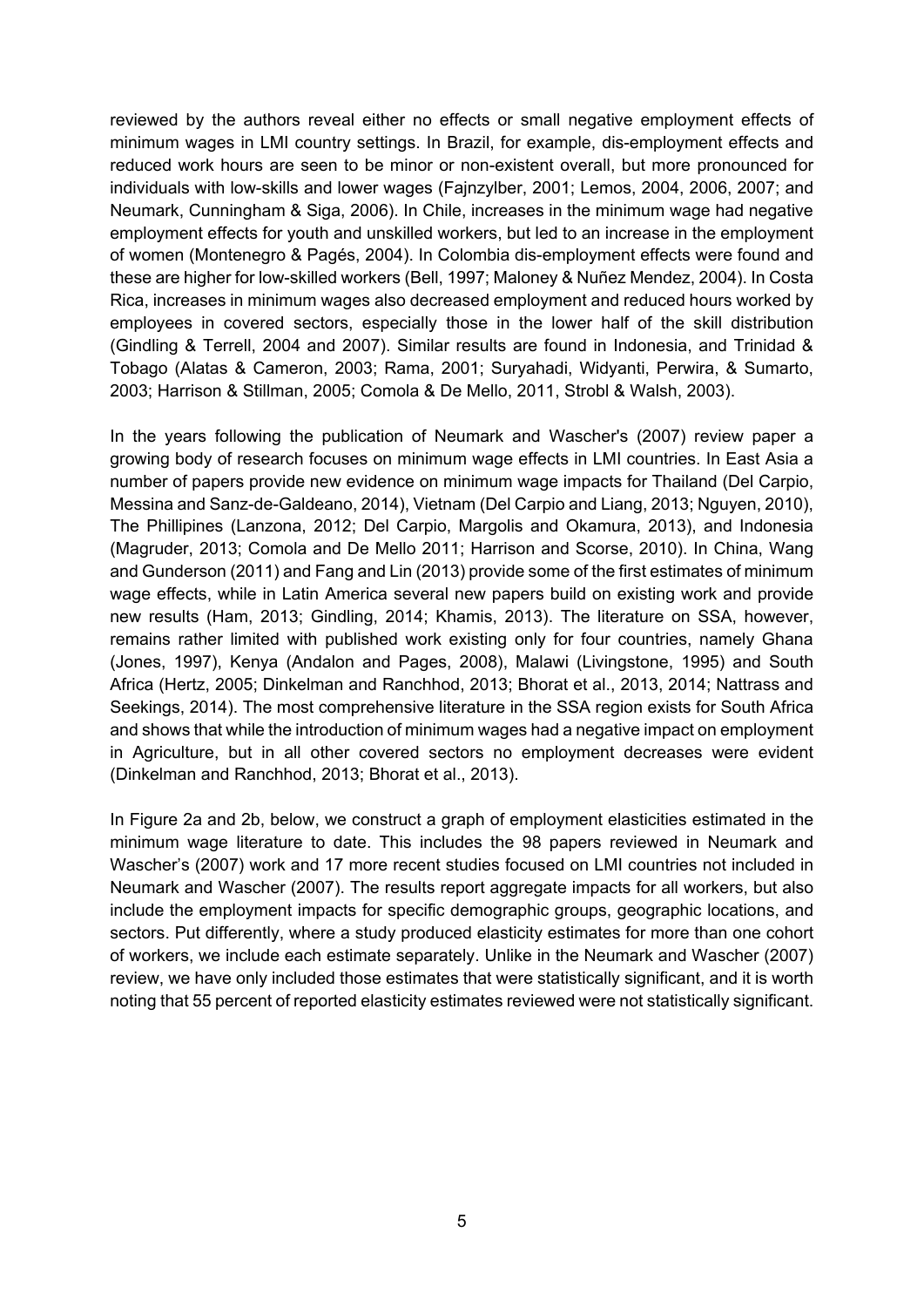reviewed by the authors reveal either no effects or small negative employment effects of minimum wages in LMI country settings. In Brazil, for example, dis-employment effects and reduced work hours are seen to be minor or non-existent overall, but more pronounced for individuals with low-skills and lower wages (Fajnzylber, 2001; Lemos, 2004, 2006, 2007; and Neumark, Cunningham & Siga, 2006). In Chile, increases in the minimum wage had negative employment effects for youth and unskilled workers, but led to an increase in the employment of women (Montenegro & Pagés, 2004). In Colombia dis-employment effects were found and these are higher for low-skilled workers (Bell, 1997; Maloney & Nuñez Mendez, 2004). In Costa Rica, increases in minimum wages also decreased employment and reduced hours worked by employees in covered sectors, especially those in the lower half of the skill distribution (Gindling & Terrell, 2004 and 2007). Similar results are found in Indonesia, and Trinidad & Tobago (Alatas & Cameron, 2003; Rama, 2001; Suryahadi, Widyanti, Perwira, & Sumarto, 2003; Harrison & Stillman, 2005; Comola & De Mello, 2011, Strobl & Walsh, 2003).

In the years following the publication of Neumark and Wascher's (2007) review paper a growing body of research focuses on minimum wage effects in LMI countries. In East Asia a number of papers provide new evidence on minimum wage impacts for Thailand (Del Carpio, Messina and Sanz-de-Galdeano, 2014), Vietnam (Del Carpio and Liang, 2013; Nguyen, 2010), The Phillipines (Lanzona, 2012; Del Carpio, Margolis and Okamura, 2013), and Indonesia (Magruder, 2013; Comola and De Mello 2011; Harrison and Scorse, 2010). In China, Wang and Gunderson (2011) and Fang and Lin (2013) provide some of the first estimates of minimum wage effects, while in Latin America several new papers build on existing work and provide new results (Ham, 2013; Gindling, 2014; Khamis, 2013). The literature on SSA, however, remains rather limited with published work existing only for four countries, namely Ghana (Jones, 1997), Kenya (Andalon and Pages, 2008), Malawi (Livingstone, 1995) and South Africa (Hertz, 2005; Dinkelman and Ranchhod, 2013; Bhorat et al., 2013, 2014; Nattrass and Seekings, 2014). The most comprehensive literature in the SSA region exists for South Africa and shows that while the introduction of minimum wages had a negative impact on employment in Agriculture, but in all other covered sectors no employment decreases were evident (Dinkelman and Ranchhod, 2013; Bhorat et al., 2013).

In Figure 2a and 2b, below, we construct a graph of employment elasticities estimated in the minimum wage literature to date. This includes the 98 papers reviewed in Neumark and Wascher's (2007) work and 17 more recent studies focused on LMI countries not included in Neumark and Wascher (2007). The results report aggregate impacts for all workers, but also include the employment impacts for specific demographic groups, geographic locations, and sectors. Put differently, where a study produced elasticity estimates for more than one cohort of workers, we include each estimate separately. Unlike in the Neumark and Wascher (2007) review, we have only included those estimates that were statistically significant, and it is worth noting that 55 percent of reported elasticity estimates reviewed were not statistically significant.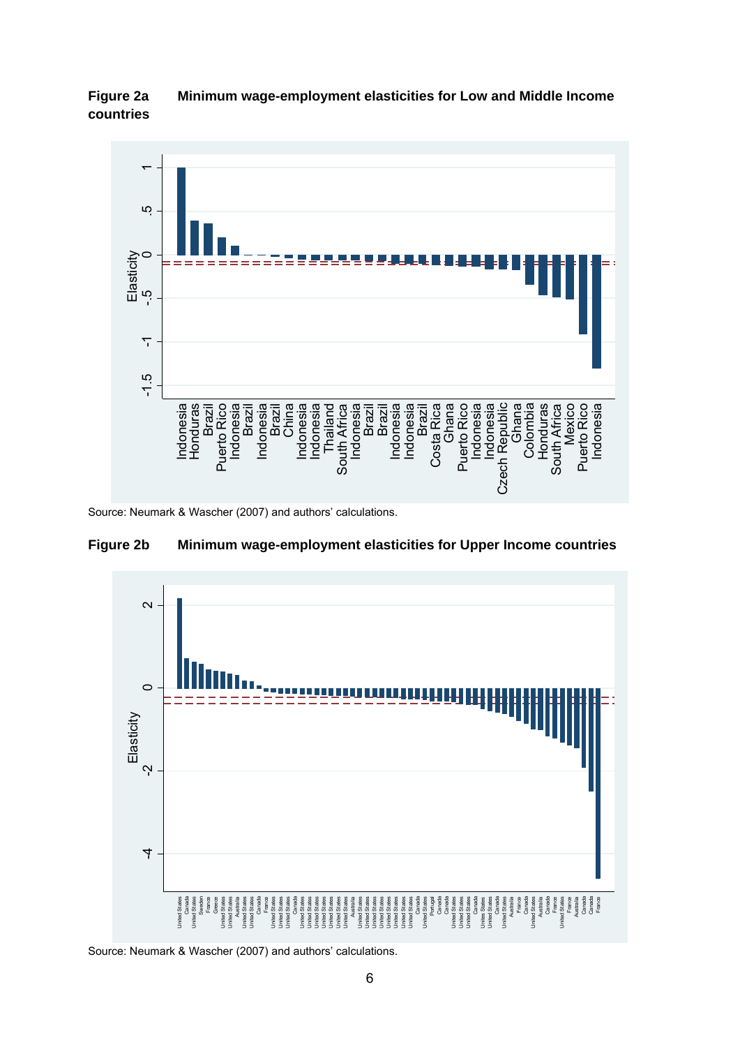**Figure 2a Minimum wage-employment elasticities for Low and Middle Income countries**

Source: Neumark & Wascher (2007) and authors' calculations.

**Figure 2b Minimum wage-employment elasticities for Upper Income countries**

Source: Neumark & Wascher (2007) and authors' calculations.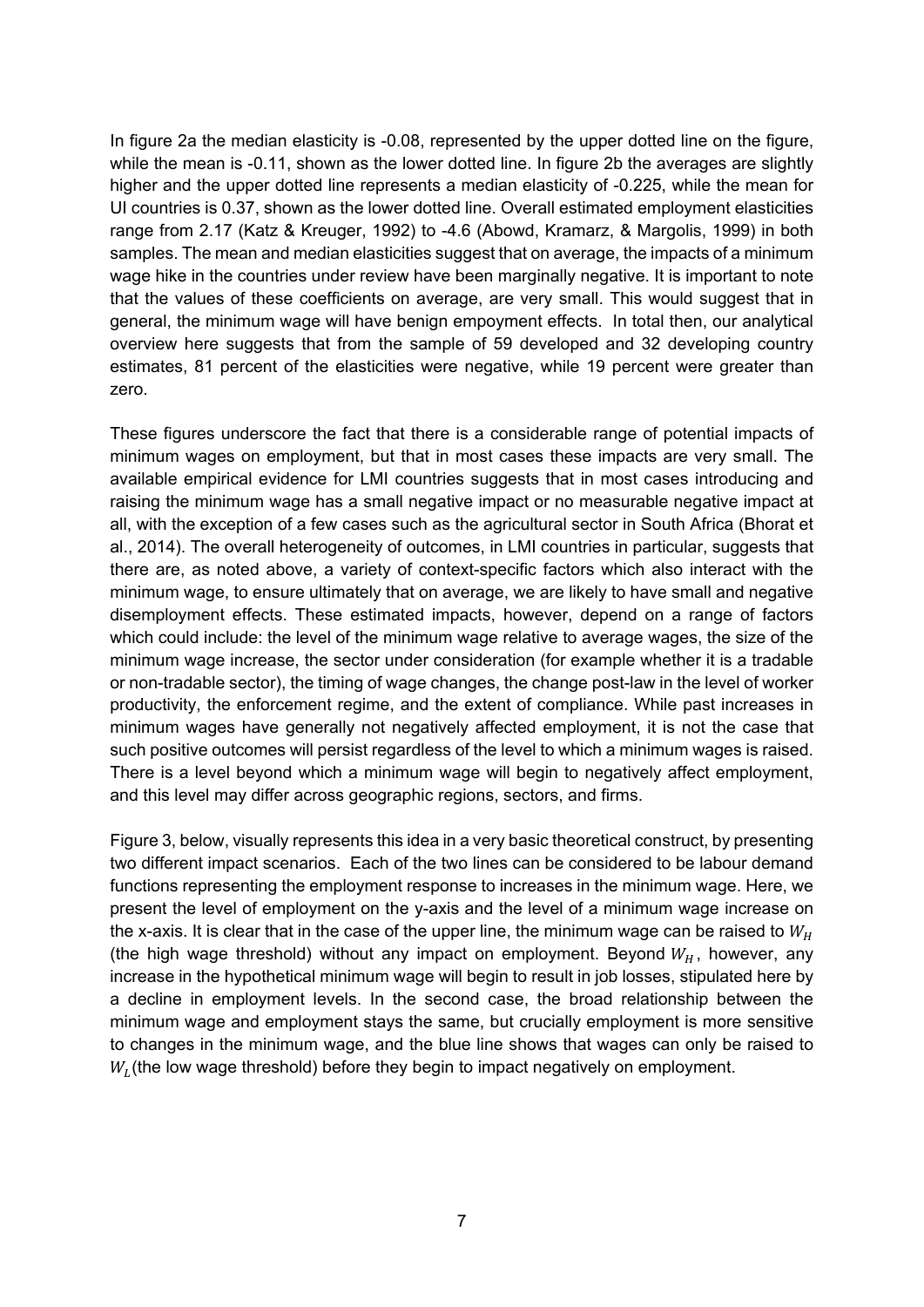In figure 2a the median elasticity is -0.08, represented by the upper dotted line on the figure, while the mean is -0.11, shown as the lower dotted line. In figure 2b the averages are slightly higher and the upper dotted line represents a median elasticity of -0.225, while the mean for UI countries is 0.37, shown as the lower dotted line. Overall estimated employment elasticities range from 2.17 (Katz & Kreuger, 1992) to -4.6 (Abowd, Kramarz, & Margolis, 1999) in both samples. The mean and median elasticities suggest that on average, the impacts of a minimum wage hike in the countries under review have been marginally negative. It is important to note that the values of these coefficients on average, are very small. This would suggest that in general, the minimum wage will have benign empoyment effects. In total then, our analytical overview here suggests that from the sample of 59 developed and 32 developing country estimates, 81 percent of the elasticities were negative, while 19 percent were greater than zero.

These figures underscore the fact that there is a considerable range of potential impacts of minimum wages on employment, but that in most cases these impacts are very small. The available empirical evidence for LMI countries suggests that in most cases introducing and raising the minimum wage has a small negative impact or no measurable negative impact at all, with the exception of a few cases such as the agricultural sector in South Africa (Bhorat et al., 2014). The overall heterogeneity of outcomes, in LMI countries in particular, suggests that there are, as noted above, a variety of context-specific factors which also interact with the minimum wage, to ensure ultimately that on average, we are likely to have small and negative disemployment effects. These estimated impacts, however, depend on a range of factors which could include: the level of the minimum wage relative to average wages, the size of the minimum wage increase, the sector under consideration (for example whether it is a tradable or non-tradable sector), the timing of wage changes, the change post-law in the level of worker productivity, the enforcement regime, and the extent of compliance. While past increases in minimum wages have generally not negatively affected employment, it is not the case that such positive outcomes will persist regardless of the level to which a minimum wages is raised. There is a level beyond which a minimum wage will begin to negatively affect employment, and this level may differ across geographic regions, sectors, and firms.

Figure 3, below, visually represents this idea in a very basic theoretical construct, by presenting two different impact scenarios. Each of the two lines can be considered to be labour demand functions representing the employment response to increases in the minimum wage. Here, we present the level of employment on the y-axis and the level of a minimum wage increase on the x-axis. It is clear that in the case of the upper line, the minimum wage can be raised to $W_H$ (the high wage threshold) without any impact on employment. Beyond $W_H$, however, any increase in the hypothetical minimum wage will begin to result in job losses, stipulated here by a decline in employment levels. In the second case, the broad relationship between the minimum wage and employment stays the same, but crucially employment is more sensitive to changes in the minimum wage, and the blue line shows that wages can only be raised to $W_L$(the low wage threshold) before they begin to impact negatively on employment.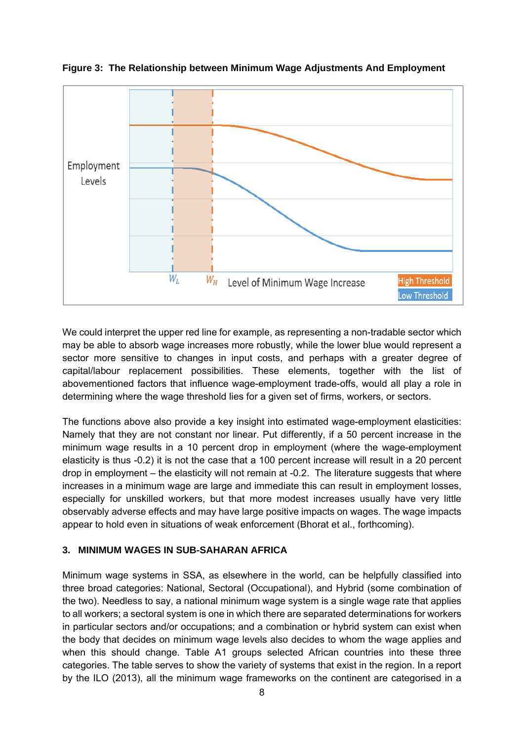**Figure 3: The Relationship between Minimum Wage Adjustments And Employment**

We could interpret the upper red line for example, as representing a non-tradable sector which may be able to absorb wage increases more robustly, while the lower blue would represent a sector more sensitive to changes in input costs, and perhaps with a greater degree of capital/labour replacement possibilities. These elements, together with the list of abovementioned factors that influence wage-employment trade-offs, would all play a role in determining where the wage threshold lies for a given set of firms, workers, or sectors.

The functions above also provide a key insight into estimated wage-employment elasticities: Namely that they are not constant nor linear. Put differently, if a 50 percent increase in the minimum wage results in a 10 percent drop in employment (where the wage-employment elasticity is thus -0.2) it is not the case that a 100 percent increase will result in a 20 percent drop in employment – the elasticity will not remain at -0.2. The literature suggests that where increases in a minimum wage are large and immediate this can result in employment losses, especially for unskilled workers, but that more modest increases usually have very little observably adverse effects and may have large positive impacts on wages. The wage impacts appear to hold even in situations of weak enforcement (Bhorat et al., forthcoming).

## 3. MINIMUM WAGES IN SUB-SAHARAN AFRICA

Minimum wage systems in SSA, as elsewhere in the world, can be helpfully classified into three broad categories: National, Sectoral (Occupational), and Hybrid (some combination of the two). Needless to say, a national minimum wage system is a single wage rate that applies to all workers; a sectoral system is one in which there are separated determinations for workers in particular sectors and/or occupations; and a combination or hybrid system can exist when the body that decides on minimum wage levels also decides to whom the wage applies and when this should change. Table A1 groups selected African countries into these three categories. The table serves to show the variety of systems that exist in the region. In a report by the ILO (2013), all the minimum wage frameworks on the continent are categorised in a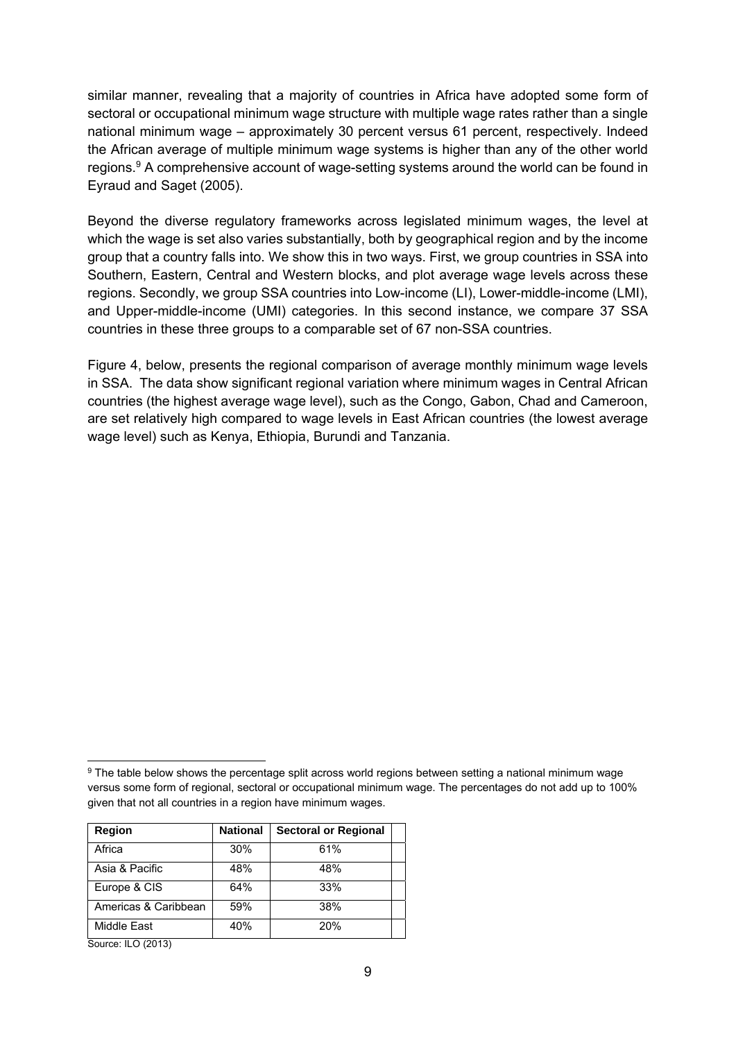similar manner, revealing that a majority of countries in Africa have adopted some form of sectoral or occupational minimum wage structure with multiple wage rates rather than a single national minimum wage – approximately 30 percent versus 61 percent, respectively. Indeed the African average of multiple minimum wage systems is higher than any of the other world regions.[9] A comprehensive account of wage-setting systems around the world can be found in Eyraud and Saget (2005).

Beyond the diverse regulatory frameworks across legislated minimum wages, the level at which the wage is set also varies substantially, both by geographical region and by the income group that a country falls into. We show this in two ways. First, we group countries in SSA into Southern, Eastern, Central and Western blocks, and plot average wage levels across these regions. Secondly, we group SSA countries into Low-income (LI), Lower-middle-income (LMI), and Upper-middle-income (UMI) categories. In this second instance, we compare 37 SSA countries in these three groups to a comparable set of 67 non-SSA countries.

Figure 4, below, presents the regional comparison of average monthly minimum wage levels in SSA. The data show significant regional variation where minimum wages in Central African countries (the highest average wage level), such as the Congo, Gabon, Chad and Cameroon, are set relatively high compared to wage levels in East African countries (the lowest average wage level) such as Kenya, Ethiopia, Burundi and Tanzania.

---

[9] The table below shows the percentage split across world regions between setting a national minimum wage versus some form of regional, sectoral or occupational minimum wage. The percentages do not add up to 100% given that not all countries in a region have minimum wages.

| Region | National | Sectoral or Regional |
|---|---|---|
| Africa | 30% | 61% |
| Asia & Pacific | 48% | 48% |
| Europe & CIS | 64% | 33% |
| Americas & Caribbean | 59% | 38% |
| Middle East | 40% | 20% |

Source: ILO (2013)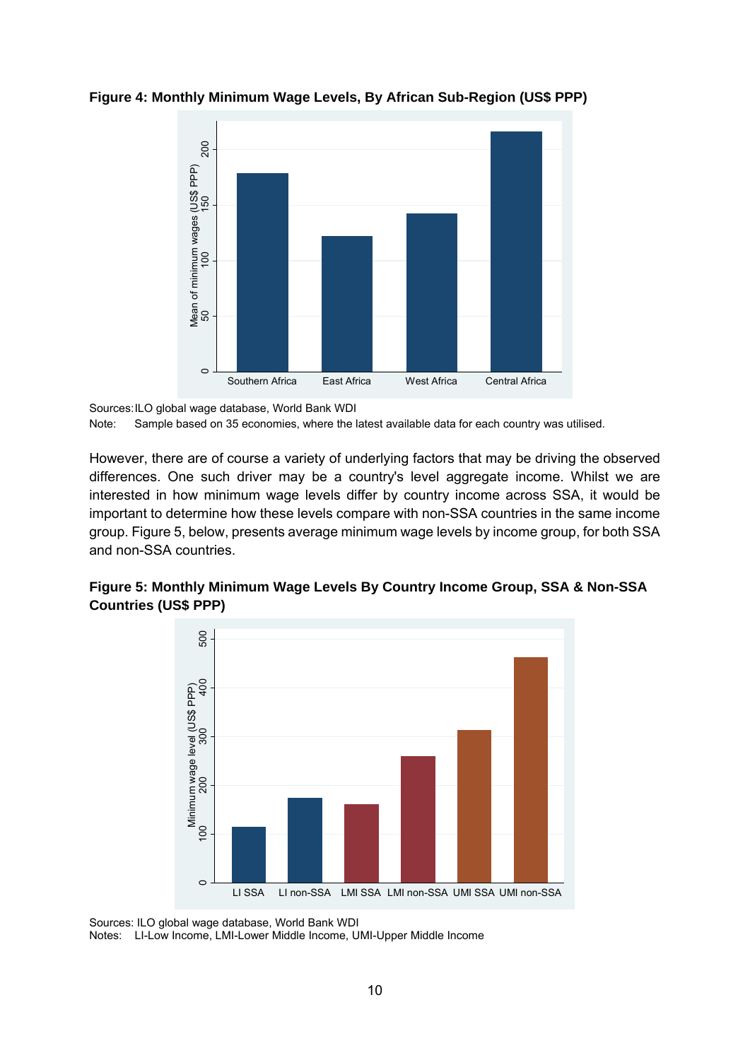**Figure 4: Monthly Minimum Wage Levels, By African Sub-Region (US$ PPP)**

Sources: ILO global wage database, World Bank WDI

Note: Sample based on 35 economies, where the latest available data for each country was utilised.

However, there are of course a variety of underlying factors that may be driving the observed differences. One such driver may be a country's level aggregate income. Whilst we are interested in how minimum wage levels differ by country income across SSA, it would be important to determine how these levels compare with non-SSA countries in the same income group. Figure 5, below, presents average minimum wage levels by income group, for both SSA and non-SSA countries.

**Figure 5: Monthly Minimum Wage Levels By Country Income Group, SSA & Non-SSA Countries (US$ PPP)**

Sources: ILO global wage database, World Bank WDI

Notes: LI-Low Income, LMI-Lower Middle Income, UMI-Upper Middle Income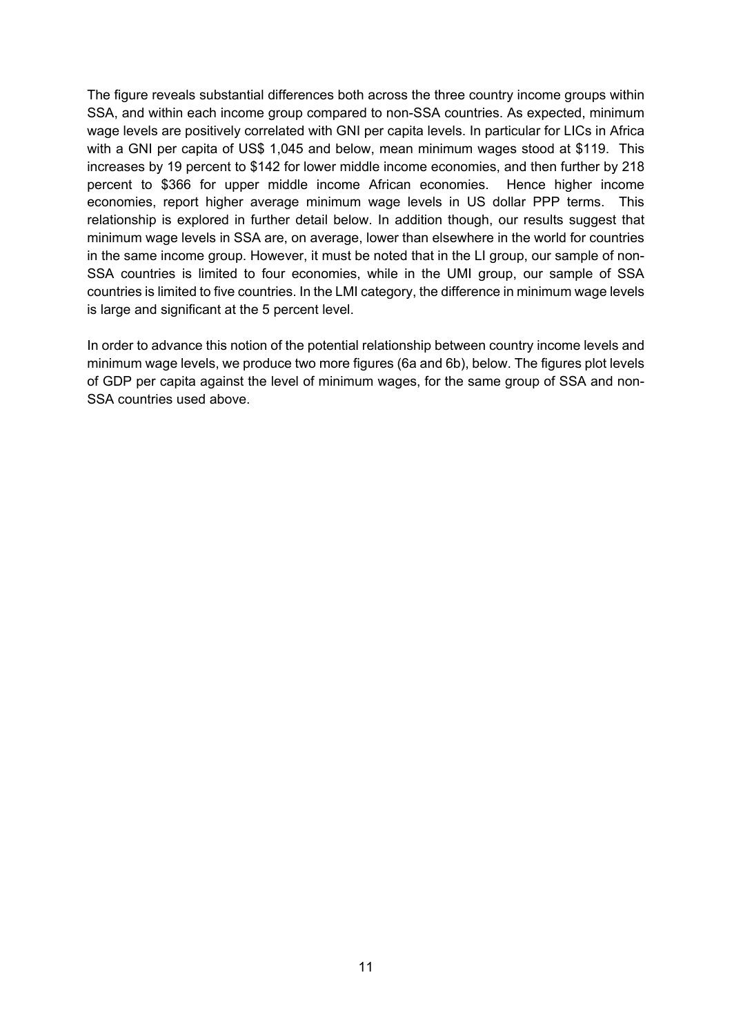The figure reveals substantial differences both across the three country income groups within SSA, and within each income group compared to non-SSA countries. As expected, minimum wage levels are positively correlated with GNI per capita levels. In particular for LICs in Africa with a GNI per capita of US$ 1,045 and below, mean minimum wages stood at $119. This increases by 19 percent to $142 for lower middle income economies, and then further by 218 percent to $366 for upper middle income African economies. Hence higher income economies, report higher average minimum wage levels in US dollar PPP terms. This relationship is explored in further detail below. In addition though, our results suggest that minimum wage levels in SSA are, on average, lower than elsewhere in the world for countries in the same income group. However, it must be noted that in the LI group, our sample of non-SSA countries is limited to four economies, while in the UMI group, our sample of SSA countries is limited to five countries. In the LMI category, the difference in minimum wage levels is large and significant at the 5 percent level.

In order to advance this notion of the potential relationship between country income levels and minimum wage levels, we produce two more figures (6a and 6b), below. The figures plot levels of GDP per capita against the level of minimum wages, for the same group of SSA and non-SSA countries used above.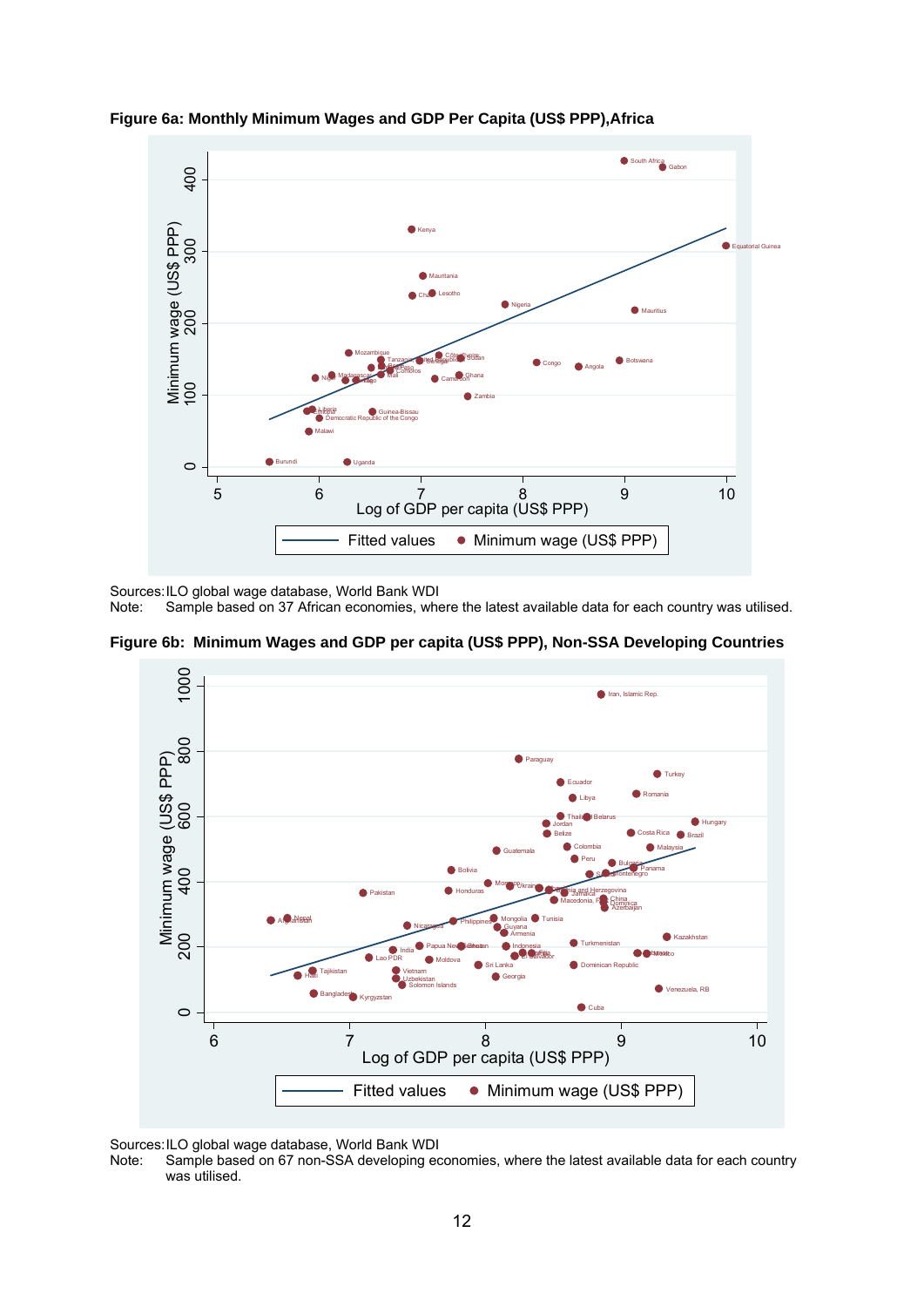**Figure 6a: Monthly Minimum Wages and GDP Per Capita (US$ PPP),Africa**

Sources: ILO global wage database, World Bank WDI

Note: Sample based on 37 African economies, where the latest available data for each country was utilised.

**Figure 6b: Minimum Wages and GDP per capita (US$ PPP), Non-SSA Developing Countries**

Sources: ILO global wage database, World Bank WDI

Note: Sample based on 67 non-SSA developing economies, where the latest available data for each country was utilised.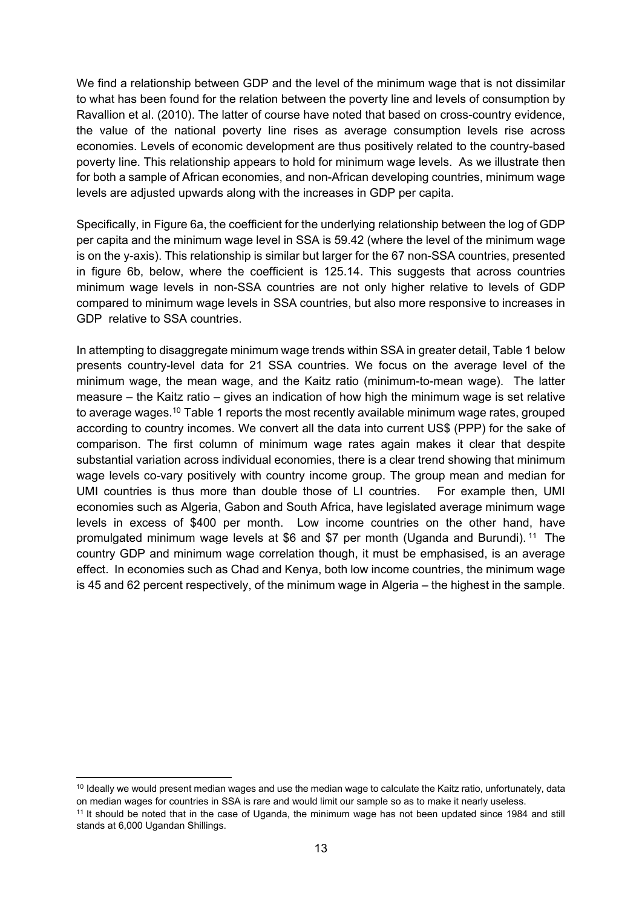We find a relationship between GDP and the level of the minimum wage that is not dissimilar to what has been found for the relation between the poverty line and levels of consumption by Ravallion et al. (2010). The latter of course have noted that based on cross-country evidence, the value of the national poverty line rises as average consumption levels rise across economies. Levels of economic development are thus positively related to the country-based poverty line. This relationship appears to hold for minimum wage levels. As we illustrate then for both a sample of African economies, and non-African developing countries, minimum wage levels are adjusted upwards along with the increases in GDP per capita.

Specifically, in Figure 6a, the coefficient for the underlying relationship between the log of GDP per capita and the minimum wage level in SSA is 59.42 (where the level of the minimum wage is on the y-axis). This relationship is similar but larger for the 67 non-SSA countries, presented in figure 6b, below, where the coefficient is 125.14. This suggests that across countries minimum wage levels in non-SSA countries are not only higher relative to levels of GDP compared to minimum wage levels in SSA countries, but also more responsive to increases in GDP relative to SSA countries.

In attempting to disaggregate minimum wage trends within SSA in greater detail, Table 1 below presents country-level data for 21 SSA countries. We focus on the average level of the minimum wage, the mean wage, and the Kaitz ratio (minimum-to-mean wage). The latter measure – the Kaitz ratio – gives an indication of how high the minimum wage is set relative to average wages.[10] Table 1 reports the most recently available minimum wage rates, grouped according to country incomes. We convert all the data into current US$ (PPP) for the sake of comparison. The first column of minimum wage rates again makes it clear that despite substantial variation across individual economies, there is a clear trend showing that minimum wage levels co-vary positively with country income group. The group mean and median for UMI countries is thus more than double those of LI countries. For example then, UMI economies such as Algeria, Gabon and South Africa, have legislated average minimum wage levels in excess of $400 per month. Low income countries on the other hand, have promulgated minimum wage levels at $6 and $7 per month (Uganda and Burundi).[11] The country GDP and minimum wage correlation though, it must be emphasised, is an average effect. In economies such as Chad and Kenya, both low income countries, the minimum wage is 45 and 62 percent respectively, of the minimum wage in Algeria – the highest in the sample.

---

[10] Ideally we would present median wages and use the median wage to calculate the Kaitz ratio, unfortunately, data on median wages for countries in SSA is rare and would limit our sample so as to make it nearly useless.

[11] It should be noted that in the case of Uganda, the minimum wage has not been updated since 1984 and still stands at 6,000 Ugandan Shillings.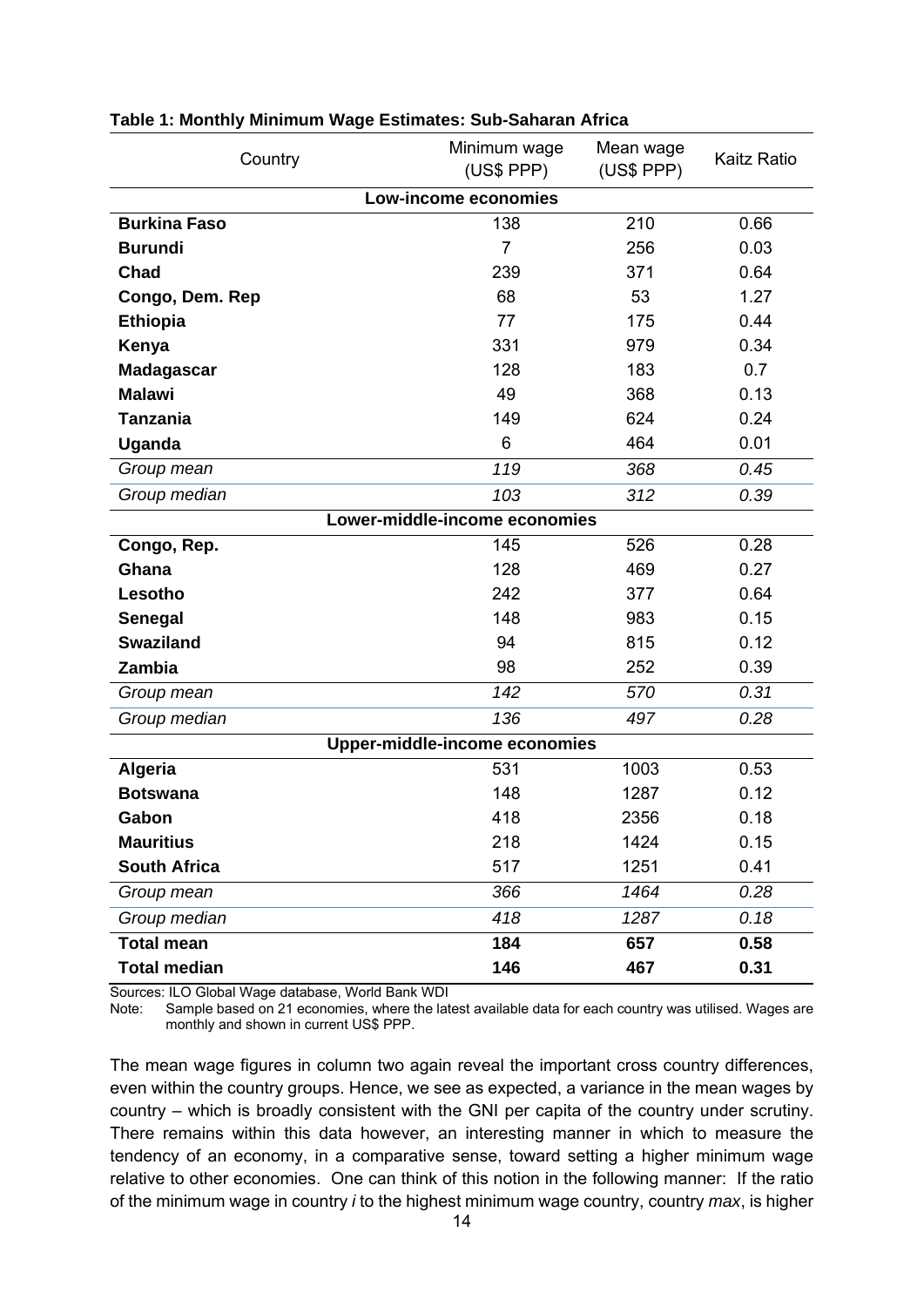**Table 1: Monthly Minimum Wage Estimates: Sub-Saharan Africa**

| Country | Minimum wage (US$ PPP) | Mean wage (US$ PPP) | Kaitz Ratio |
|---|---|---|---|
| **Low-income economies** | | | |
| **Burkina Faso** | 138 | 210 | 0.66 |
| **Burundi** | 7 | 256 | 0.03 |
| **Chad** | 239 | 371 | 0.64 |
| **Congo, Dem. Rep** | 68 | 53 | 1.27 |
| **Ethiopia** | 77 | 175 | 0.44 |
| **Kenya** | 331 | 979 | 0.34 |
| **Madagascar** | 128 | 183 | 0.7 |
| **Malawi** | 49 | 368 | 0.13 |
| **Tanzania** | 149 | 624 | 0.24 |
| **Uganda** | 6 | 464 | 0.01 |
| *Group mean* | *119* | *368* | *0.45* |
| *Group median* | *103* | *312* | *0.39* |
| **Lower-middle-income economies** | | | |
| **Congo, Rep.** | 145 | 526 | 0.28 |
| **Ghana** | 128 | 469 | 0.27 |
| **Lesotho** | 242 | 377 | 0.64 |
| **Senegal** | 148 | 983 | 0.15 |
| **Swaziland** | 94 | 815 | 0.12 |
| **Zambia** | 98 | 252 | 0.39 |
| *Group mean* | *142* | *570* | *0.31* |
| *Group median* | *136* | *497* | *0.28* |
| **Upper-middle-income economies** | | | |
| **Algeria** | 531 | 1003 | 0.53 |
| **Botswana** | 148 | 1287 | 0.12 |
| **Gabon** | 418 | 2356 | 0.18 |
| **Mauritius** | 218 | 1424 | 0.15 |
| **South Africa** | 517 | 1251 | 0.41 |
| *Group mean* | *366* | *1464* | *0.28* |
| *Group median* | *418* | *1287* | *0.18* |
| **Total mean** | **184** | **657** | **0.58** |
| **Total median** | **146** | **467** | **0.31** |

Sources: ILO Global Wage database, World Bank WDI

Note: Sample based on 21 economies, where the latest available data for each country was utilised. Wages are monthly and shown in current US$ PPP.

The mean wage figures in column two again reveal the important cross country differences, even within the country groups. Hence, we see as expected, a variance in the mean wages by country – which is broadly consistent with the GNI per capita of the country under scrutiny. There remains within this data however, an interesting manner in which to measure the tendency of an economy, in a comparative sense, toward setting a higher minimum wage relative to other economies. One can think of this notion in the following manner: If the ratio of the minimum wage in country $i$ to the highest minimum wage country, country $max$, is higher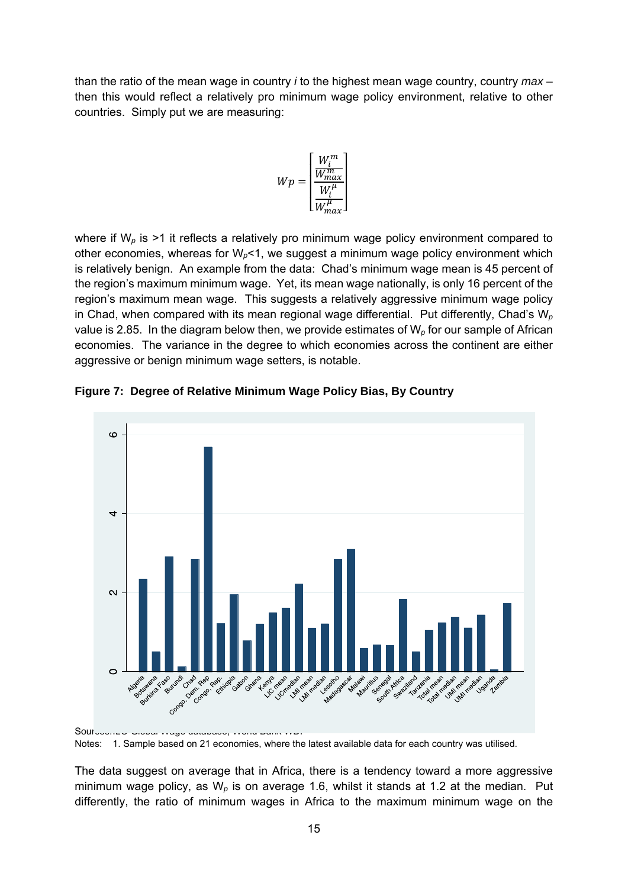than the ratio of the mean wage in country *i* to the highest mean wage country, country *max* – then this would reflect a relatively pro minimum wage policy environment, relative to other countries. Simply put we are measuring:

$$Wp = \left[\frac{\frac{W_i^m}{W_{max}^m}}{\frac{W_i^{\mu}}{W_{max}^{\mu}}}\right]$$

where if $W_p$ is >1 it reflects a relatively pro minimum wage policy environment compared to other economies, whereas for $W_p$<1, we suggest a minimum wage policy environment which is relatively benign. An example from the data: Chad's minimum wage mean is 45 percent of the region's maximum minimum wage. Yet, its mean wage nationally, is only 16 percent of the region's maximum mean wage. This suggests a relatively aggressive minimum wage policy in Chad, when compared with its mean regional wage differential. Put differently, Chad's $W_p$ value is 2.85. In the diagram below then, we provide estimates of $W_p$ for our sample of African economies. The variance in the degree to which economies across the continent are either aggressive or benign minimum wage setters, is notable.

**Figure 7: Degree of Relative Minimum Wage Policy Bias, By Country**

Source: ILO Global Wage database; World Bank WDI

Notes: 1. Sample based on 21 economies, where the latest available data for each country was utilised.

The data suggest on average that in Africa, there is a tendency toward a more aggressive minimum wage policy, as $W_p$ is on average 1.6, whilst it stands at 1.2 at the median. Put differently, the ratio of minimum wages in Africa to the maximum minimum wage on the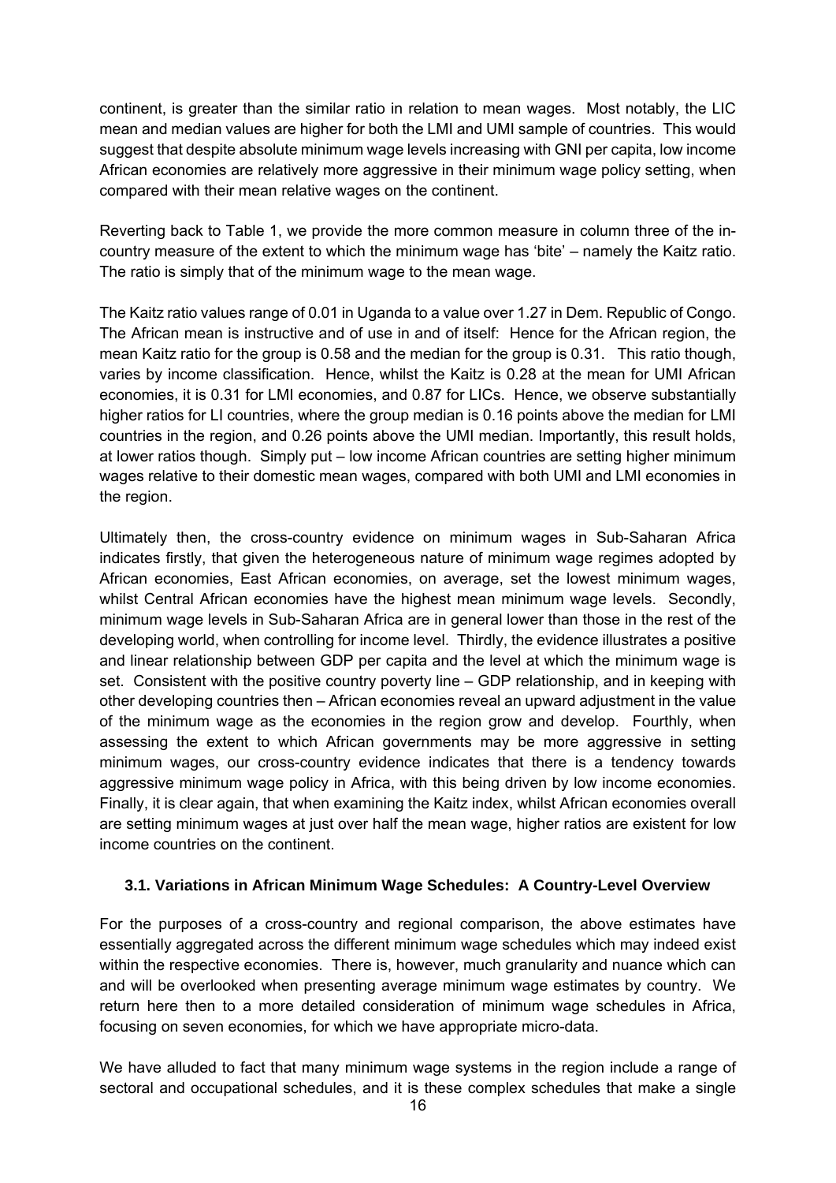continent, is greater than the similar ratio in relation to mean wages. Most notably, the LIC mean and median values are higher for both the LMI and UMI sample of countries. This would suggest that despite absolute minimum wage levels increasing with GNI per capita, low income African economies are relatively more aggressive in their minimum wage policy setting, when compared with their mean relative wages on the continent.

Reverting back to Table 1, we provide the more common measure in column three of the in-country measure of the extent to which the minimum wage has 'bite' – namely the Kaitz ratio. The ratio is simply that of the minimum wage to the mean wage.

The Kaitz ratio values range of 0.01 in Uganda to a value over 1.27 in Dem. Republic of Congo. The African mean is instructive and of use in and of itself: Hence for the African region, the mean Kaitz ratio for the group is 0.58 and the median for the group is 0.31. This ratio though, varies by income classification. Hence, whilst the Kaitz is 0.28 at the mean for UMI African economies, it is 0.31 for LMI economies, and 0.87 for LICs. Hence, we observe substantially higher ratios for LI countries, where the group median is 0.16 points above the median for LMI countries in the region, and 0.26 points above the UMI median. Importantly, this result holds, at lower ratios though. Simply put – low income African countries are setting higher minimum wages relative to their domestic mean wages, compared with both UMI and LMI economies in the region.

Ultimately then, the cross-country evidence on minimum wages in Sub-Saharan Africa indicates firstly, that given the heterogeneous nature of minimum wage regimes adopted by African economies, East African economies, on average, set the lowest minimum wages, whilst Central African economies have the highest mean minimum wage levels. Secondly, minimum wage levels in Sub-Saharan Africa are in general lower than those in the rest of the developing world, when controlling for income level. Thirdly, the evidence illustrates a positive and linear relationship between GDP per capita and the level at which the minimum wage is set. Consistent with the positive country poverty line – GDP relationship, and in keeping with other developing countries then – African economies reveal an upward adjustment in the value of the minimum wage as the economies in the region grow and develop. Fourthly, when assessing the extent to which African governments may be more aggressive in setting minimum wages, our cross-country evidence indicates that there is a tendency towards aggressive minimum wage policy in Africa, with this being driven by low income economies. Finally, it is clear again, that when examining the Kaitz index, whilst African economies overall are setting minimum wages at just over half the mean wage, higher ratios are existent for low income countries on the continent.

### 3.1. Variations in African Minimum Wage Schedules: A Country-Level Overview

For the purposes of a cross-country and regional comparison, the above estimates have essentially aggregated across the different minimum wage schedules which may indeed exist within the respective economies. There is, however, much granularity and nuance which can and will be overlooked when presenting average minimum wage estimates by country. We return here then to a more detailed consideration of minimum wage schedules in Africa, focusing on seven economies, for which we have appropriate micro-data.

We have alluded to fact that many minimum wage systems in the region include a range of sectoral and occupational schedules, and it is these complex schedules that make a single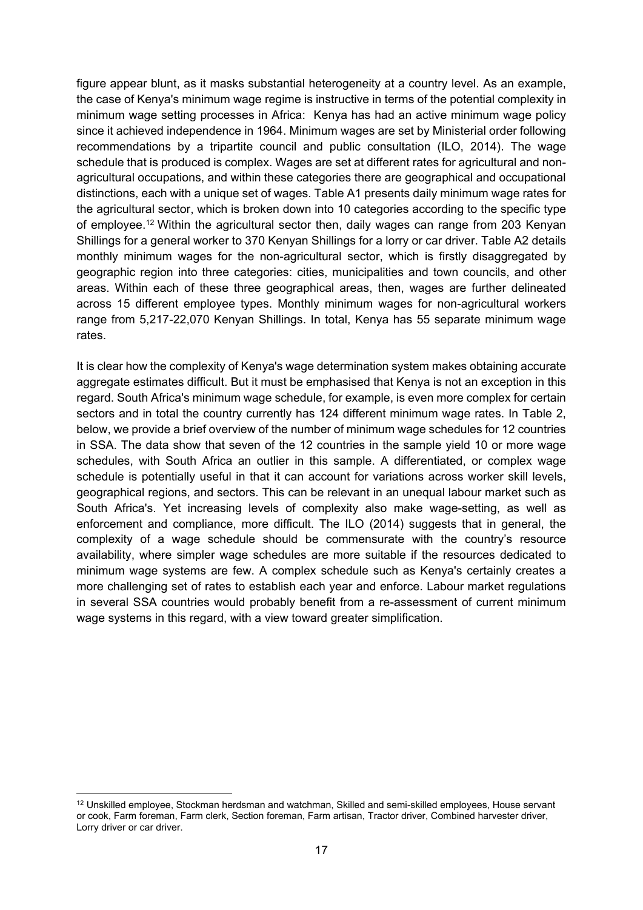figure appear blunt, as it masks substantial heterogeneity at a country level. As an example, the case of Kenya's minimum wage regime is instructive in terms of the potential complexity in minimum wage setting processes in Africa: Kenya has had an active minimum wage policy since it achieved independence in 1964. Minimum wages are set by Ministerial order following recommendations by a tripartite council and public consultation (ILO, 2014). The wage schedule that is produced is complex. Wages are set at different rates for agricultural and non-agricultural occupations, and within these categories there are geographical and occupational distinctions, each with a unique set of wages. Table A1 presents daily minimum wage rates for the agricultural sector, which is broken down into 10 categories according to the specific type of employee.[12] Within the agricultural sector then, daily wages can range from 203 Kenyan Shillings for a general worker to 370 Kenyan Shillings for a lorry or car driver. Table A2 details monthly minimum wages for the non-agricultural sector, which is firstly disaggregated by geographic region into three categories: cities, municipalities and town councils, and other areas. Within each of these three geographical areas, then, wages are further delineated across 15 different employee types. Monthly minimum wages for non-agricultural workers range from 5,217-22,070 Kenyan Shillings. In total, Kenya has 55 separate minimum wage rates.

It is clear how the complexity of Kenya's wage determination system makes obtaining accurate aggregate estimates difficult. But it must be emphasised that Kenya is not an exception in this regard. South Africa's minimum wage schedule, for example, is even more complex for certain sectors and in total the country currently has 124 different minimum wage rates. In Table 2, below, we provide a brief overview of the number of minimum wage schedules for 12 countries in SSA. The data show that seven of the 12 countries in the sample yield 10 or more wage schedules, with South Africa an outlier in this sample. A differentiated, or complex wage schedule is potentially useful in that it can account for variations across worker skill levels, geographical regions, and sectors. This can be relevant in an unequal labour market such as South Africa's. Yet increasing levels of complexity also make wage-setting, as well as enforcement and compliance, more difficult. The ILO (2014) suggests that in general, the complexity of a wage schedule should be commensurate with the country's resource availability, where simpler wage schedules are more suitable if the resources dedicated to minimum wage systems are few. A complex schedule such as Kenya's certainly creates a more challenging set of rates to establish each year and enforce. Labour market regulations in several SSA countries would probably benefit from a re-assessment of current minimum wage systems in this regard, with a view toward greater simplification.

[12] Unskilled employee, Stockman herdsman and watchman, Skilled and semi-skilled employees, House servant or cook, Farm foreman, Farm clerk, Section foreman, Farm artisan, Tractor driver, Combined harvester driver, Lorry driver or car driver.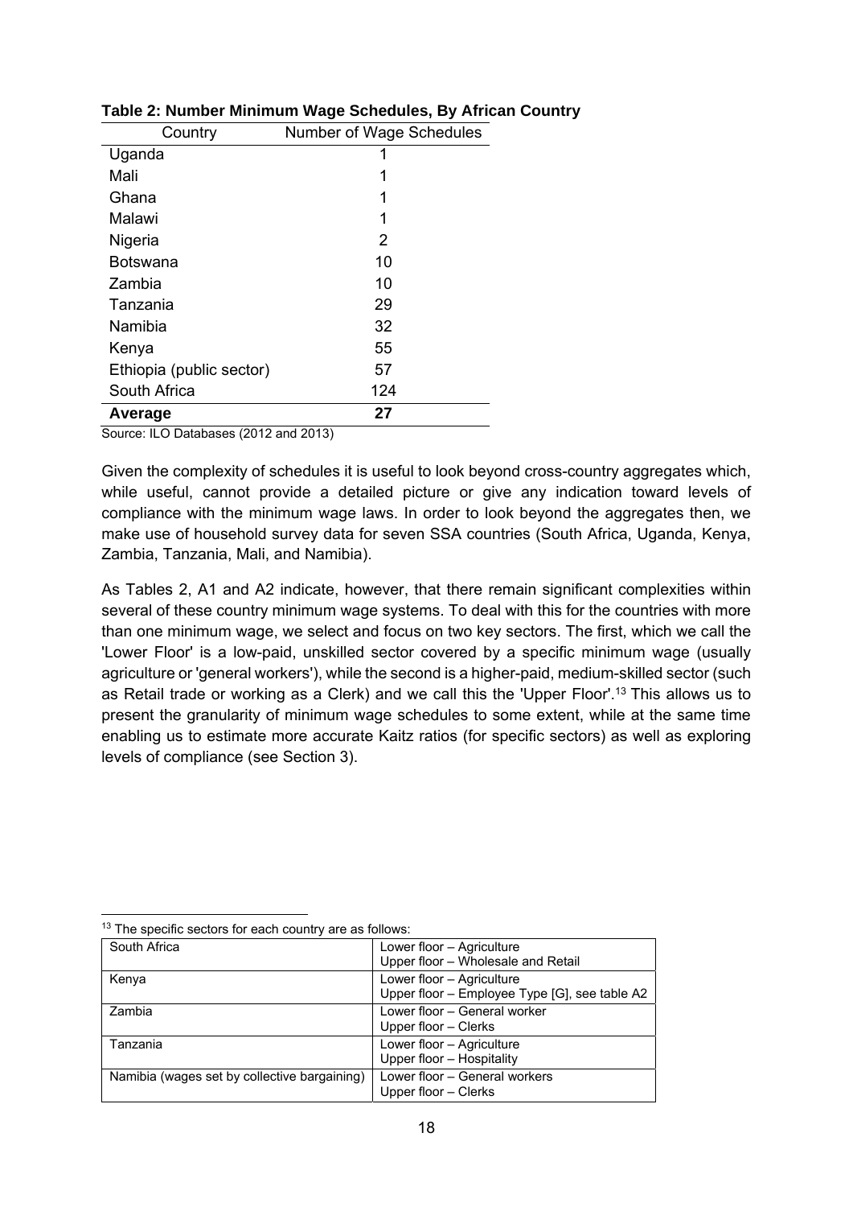**Table 2: Number Minimum Wage Schedules, By African Country**

| Country | Number of Wage Schedules |
|---|---|
| Uganda | 1 |
| Mali | 1 |
| Ghana | 1 |
| Malawi | 1 |
| Nigeria | 2 |
| Botswana | 10 |
| Zambia | 10 |
| Tanzania | 29 |
| Namibia | 32 |
| Kenya | 55 |
| Ethiopia (public sector) | 57 |
| South Africa | 124 |
| **Average** | **27** |

Source: ILO Databases (2012 and 2013)

Given the complexity of schedules it is useful to look beyond cross-country aggregates which, while useful, cannot provide a detailed picture or give any indication toward levels of compliance with the minimum wage laws. In order to look beyond the aggregates then, we make use of household survey data for seven SSA countries (South Africa, Uganda, Kenya, Zambia, Tanzania, Mali, and Namibia).

As Tables 2, A1 and A2 indicate, however, that there remain significant complexities within several of these country minimum wage systems. To deal with this for the countries with more than one minimum wage, we select and focus on two key sectors. The first, which we call the 'Lower Floor' is a low-paid, unskilled sector covered by a specific minimum wage (usually agriculture or 'general workers'), while the second is a higher-paid, medium-skilled sector (such as Retail trade or working as a Clerk) and we call this the 'Upper Floor'.[13] This allows us to present the granularity of minimum wage schedules to some extent, while at the same time enabling us to estimate more accurate Kaitz ratios (for specific sectors) as well as exploring levels of compliance (see Section 3).

---

[13] The specific sectors for each country are as follows:

| Country | Sectors |
|---|---|
| South Africa | Lower floor – Agriculture<br>Upper floor – Wholesale and Retail |
| Kenya | Lower floor – Agriculture<br>Upper floor – Employee Type [G], see table A2 |
| Zambia | Lower floor – General worker<br>Upper floor – Clerks |
| Tanzania | Lower floor – Agriculture<br>Upper floor – Hospitality |
| Namibia (wages set by collective bargaining) | Lower floor – General workers<br>Upper floor – Clerks |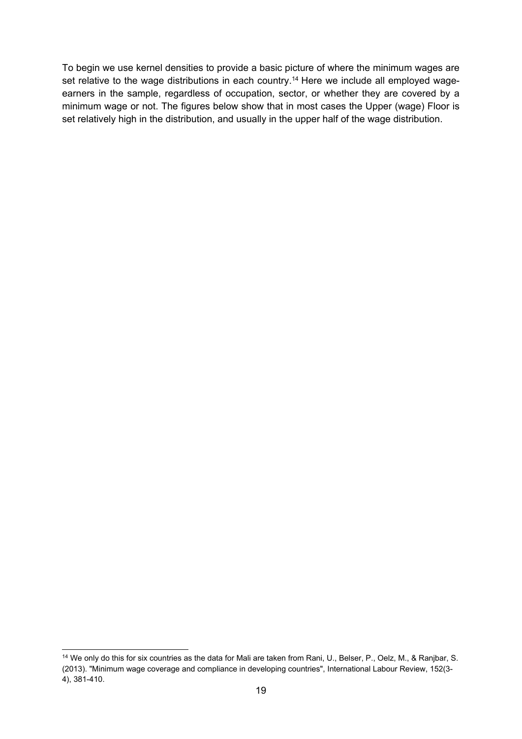To begin we use kernel densities to provide a basic picture of where the minimum wages are set relative to the wage distributions in each country.[14] Here we include all employed wage-earners in the sample, regardless of occupation, sector, or whether they are covered by a minimum wage or not. The figures below show that in most cases the Upper (wage) Floor is set relatively high in the distribution, and usually in the upper half of the wage distribution.

[14] We only do this for six countries as the data for Mali are taken from Rani, U., Belser, P., Oelz, M., & Ranjbar, S. (2013). "Minimum wage coverage and compliance in developing countries", International Labour Review, 152(3-4), 381-410.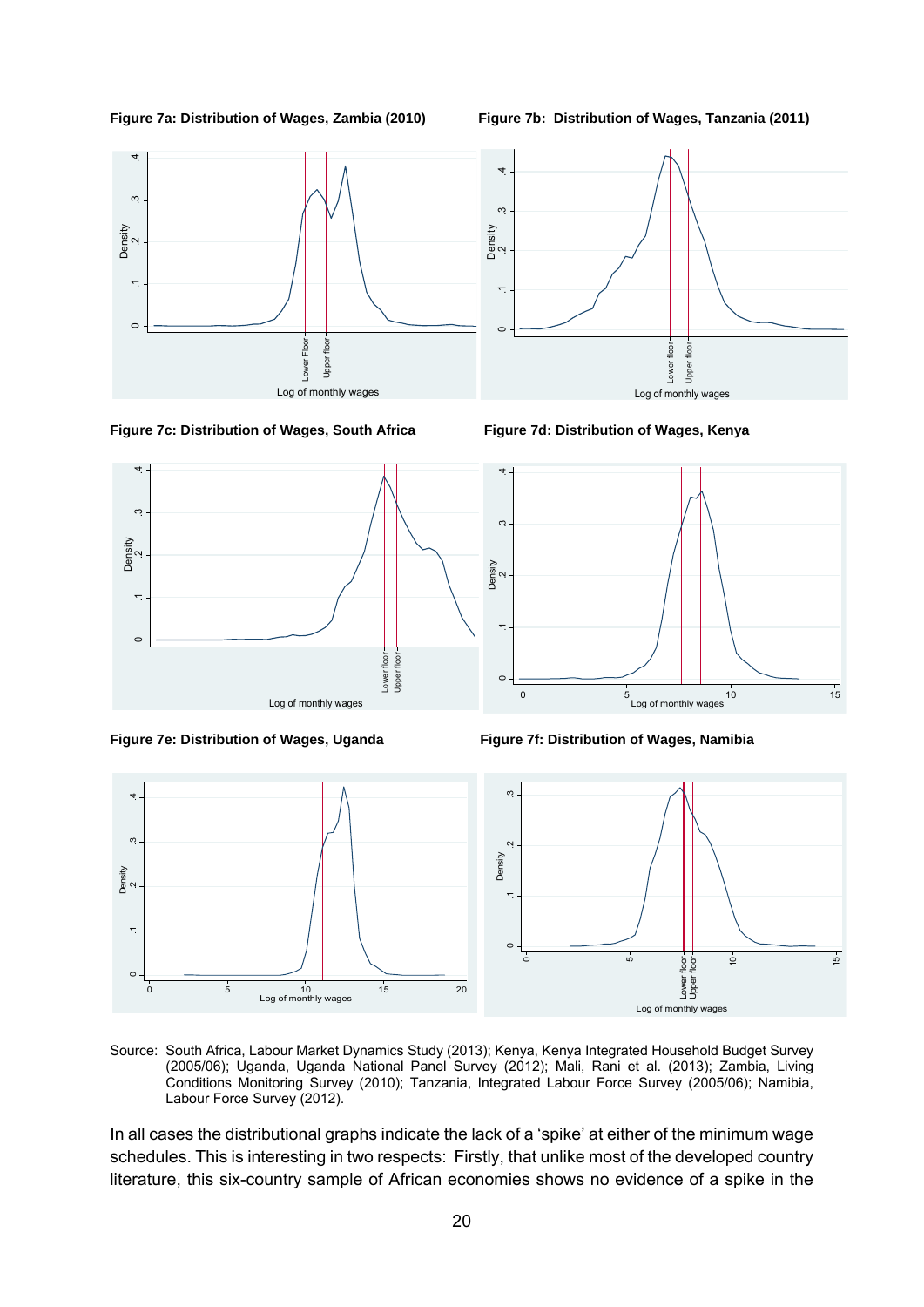**Figure 7a: Distribution of Wages, Zambia (2010)**

**Figure 7b: Distribution of Wages, Tanzania (2011)**

**Figure 7c: Distribution of Wages, South Africa**

**Figure 7d: Distribution of Wages, Kenya**

**Figure 7e: Distribution of Wages, Uganda**

**Figure 7f: Distribution of Wages, Namibia**

Source: South Africa, Labour Market Dynamics Study (2013); Kenya, Kenya Integrated Household Budget Survey (2005/06); Uganda, Uganda National Panel Survey (2012); Mali, Rani et al. (2013); Zambia, Living Conditions Monitoring Survey (2010); Tanzania, Integrated Labour Force Survey (2005/06); Namibia, Labour Force Survey (2012).

In all cases the distributional graphs indicate the lack of a 'spike' at either of the minimum wage schedules. This is interesting in two respects: Firstly, that unlike most of the developed country literature, this six-country sample of African economies shows no evidence of a spike in the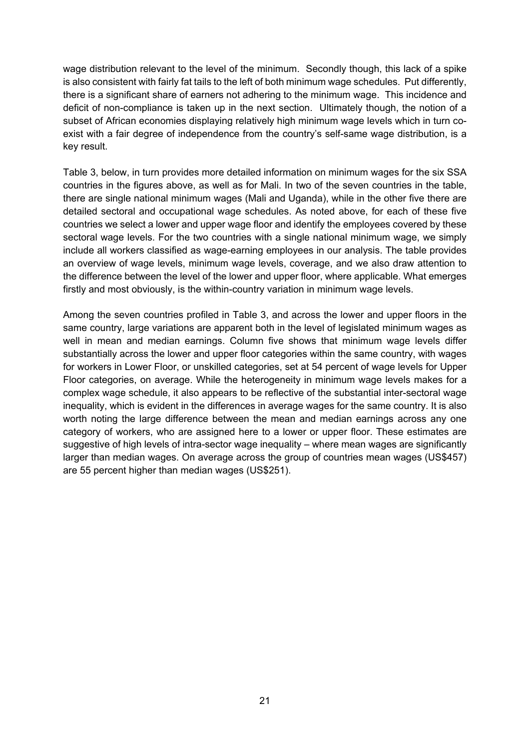wage distribution relevant to the level of the minimum. Secondly though, this lack of a spike is also consistent with fairly fat tails to the left of both minimum wage schedules. Put differently, there is a significant share of earners not adhering to the minimum wage. This incidence and deficit of non-compliance is taken up in the next section. Ultimately though, the notion of a subset of African economies displaying relatively high minimum wage levels which in turn co-exist with a fair degree of independence from the country's self-same wage distribution, is a key result.

Table 3, below, in turn provides more detailed information on minimum wages for the six SSA countries in the figures above, as well as for Mali. In two of the seven countries in the table, there are single national minimum wages (Mali and Uganda), while in the other five there are detailed sectoral and occupational wage schedules. As noted above, for each of these five countries we select a lower and upper wage floor and identify the employees covered by these sectoral wage levels. For the two countries with a single national minimum wage, we simply include all workers classified as wage-earning employees in our analysis. The table provides an overview of wage levels, minimum wage levels, coverage, and we also draw attention to the difference between the level of the lower and upper floor, where applicable. What emerges firstly and most obviously, is the within-country variation in minimum wage levels.

Among the seven countries profiled in Table 3, and across the lower and upper floors in the same country, large variations are apparent both in the level of legislated minimum wages as well in mean and median earnings. Column five shows that minimum wage levels differ substantially across the lower and upper floor categories within the same country, with wages for workers in Lower Floor, or unskilled categories, set at 54 percent of wage levels for Upper Floor categories, on average. While the heterogeneity in minimum wage levels makes for a complex wage schedule, it also appears to be reflective of the substantial inter-sectoral wage inequality, which is evident in the differences in average wages for the same country. It is also worth noting the large difference between the mean and median earnings across any one category of workers, who are assigned here to a lower or upper floor. These estimates are suggestive of high levels of intra-sector wage inequality – where mean wages are significantly larger than median wages. On average across the group of countries mean wages (US$457) are 55 percent higher than median wages (US$251).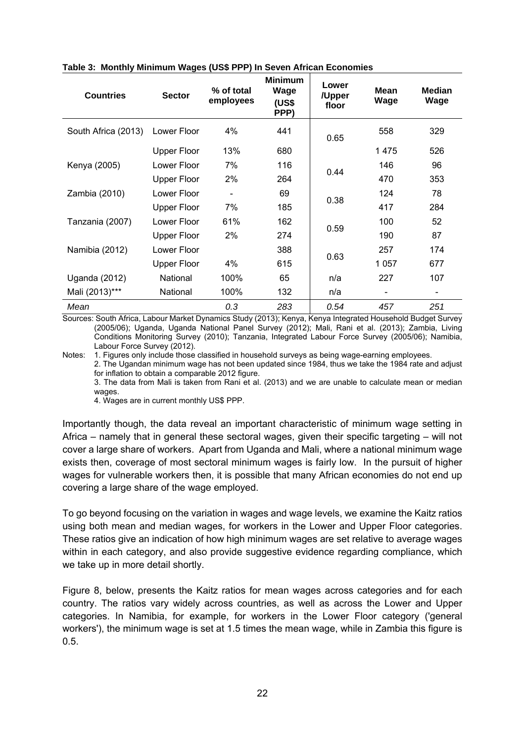**Table 3: Monthly Minimum Wages (US$ PPP) In Seven African Economies**

| Countries | Sector | % of total employees | Minimum Wage (US$ PPP) | Lower /Upper floor | Mean Wage | Median Wage |
|---|---|---|---|---|---|---|
| South Africa (2013) | Lower Floor | 4% | 441 | 0.65 | 558 | 329 |
| | Upper Floor | 13% | 680 | | 1 475 | 526 |
| Kenya (2005) | Lower Floor | 7% | 116 | 0.44 | 146 | 96 |
| | Upper Floor | 2% | 264 | | 470 | 353 |
| Zambia (2010) | Lower Floor | - | 69 | 0.38 | 124 | 78 |
| | Upper Floor | 7% | 185 | | 417 | 284 |
| Tanzania (2007) | Lower Floor | 61% | 162 | 0.59 | 100 | 52 |
| | Upper Floor | 2% | 274 | | 190 | 87 |
| Namibia (2012) | Lower Floor | | 388 | 0.63 | 257 | 174 |
| | Upper Floor | 4% | 615 | | 1 057 | 677 |
| Uganda (2012) | National | 100% | 65 | n/a | 227 | 107 |
| Mali (2013)*** | National | 100% | 132 | n/a | - | - |
| *Mean* | | *0.3* | *283* | *0.54* | *457* | *251* |

Sources: South Africa, Labour Market Dynamics Study (2013); Kenya, Kenya Integrated Household Budget Survey (2005/06); Uganda, Uganda National Panel Survey (2012); Mali, Rani et al. (2013); Zambia, Living Conditions Monitoring Survey (2010); Tanzania, Integrated Labour Force Survey (2005/06); Namibia, Labour Force Survey (2012).

Notes: 1. Figures only include those classified in household surveys as being wage-earning employees.
2. The Ugandan minimum wage has not been updated since 1984, thus we take the 1984 rate and adjust for inflation to obtain a comparable 2012 figure.
3. The data from Mali is taken from Rani et al. (2013) and we are unable to calculate mean or median wages.
4. Wages are in current monthly US$ PPP.

Importantly though, the data reveal an important characteristic of minimum wage setting in Africa – namely that in general these sectoral wages, given their specific targeting – will not cover a large share of workers. Apart from Uganda and Mali, where a national minimum wage exists then, coverage of most sectoral minimum wages is fairly low. In the pursuit of higher wages for vulnerable workers then, it is possible that many African economies do not end up covering a large share of the wage employed.

To go beyond focusing on the variation in wages and wage levels, we examine the Kaitz ratios using both mean and median wages, for workers in the Lower and Upper Floor categories. These ratios give an indication of how high minimum wages are set relative to average wages within in each category, and also provide suggestive evidence regarding compliance, which we take up in more detail shortly.

Figure 8, below, presents the Kaitz ratios for mean wages across categories and for each country. The ratios vary widely across countries, as well as across the Lower and Upper categories. In Namibia, for example, for workers in the Lower Floor category ('general workers'), the minimum wage is set at 1.5 times the mean wage, while in Zambia this figure is 0.5.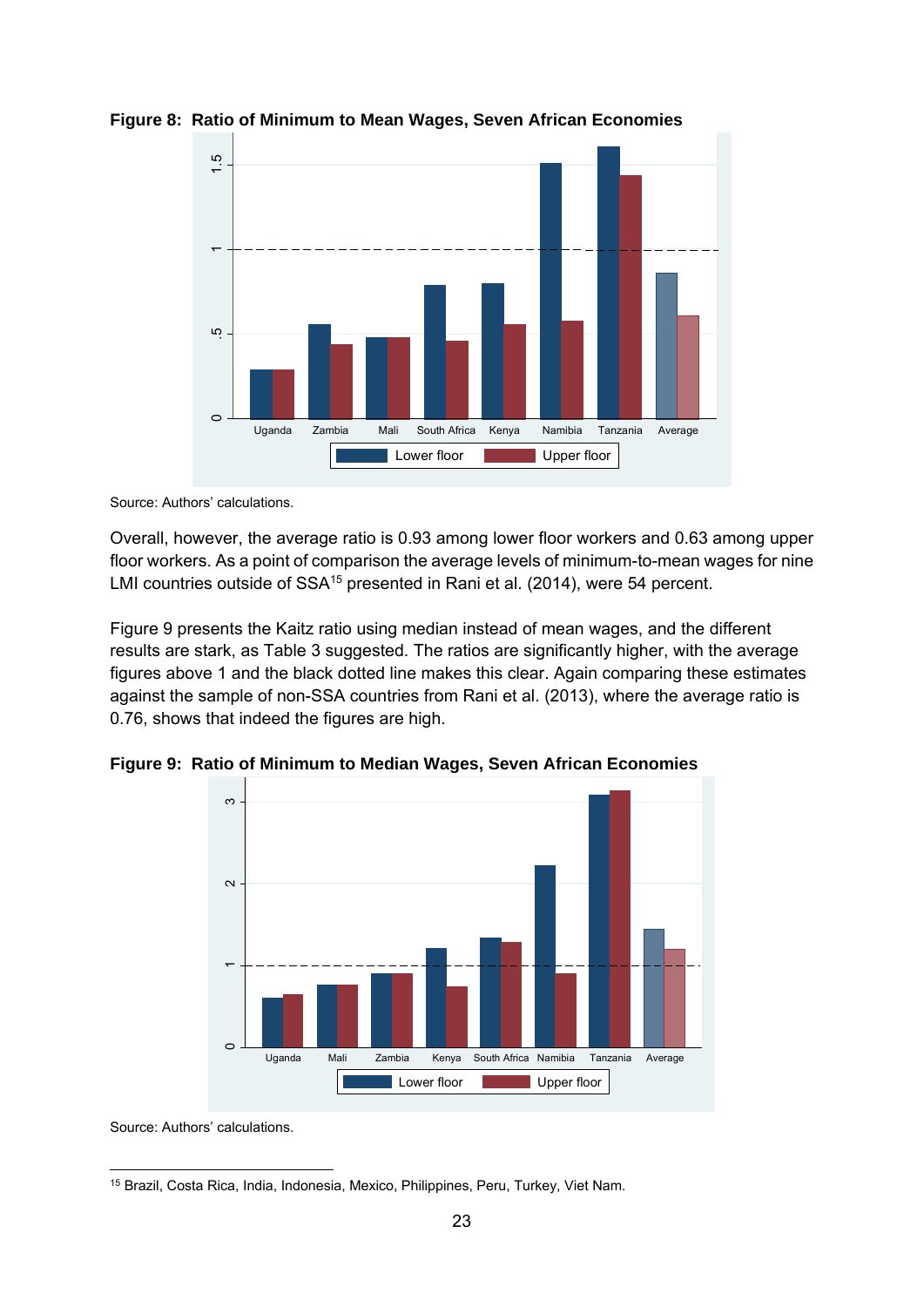**Figure 8: Ratio of Minimum to Mean Wages, Seven African Economies**

Source: Authors' calculations.

Overall, however, the average ratio is 0.93 among lower floor workers and 0.63 among upper floor workers. As a point of comparison the average levels of minimum-to-mean wages for nine LMI countries outside of SSA[15] presented in Rani et al. (2014), were 54 percent.

Figure 9 presents the Kaitz ratio using median instead of mean wages, and the different results are stark, as Table 3 suggested. The ratios are significantly higher, with the average figures above 1 and the black dotted line makes this clear. Again comparing these estimates against the sample of non-SSA countries from Rani et al. (2013), where the average ratio is 0.76, shows that indeed the figures are high.

**Figure 9: Ratio of Minimum to Median Wages, Seven African Economies**

Source: Authors' calculations.

[15] Brazil, Costa Rica, India, Indonesia, Mexico, Philippines, Peru, Turkey, Viet Nam.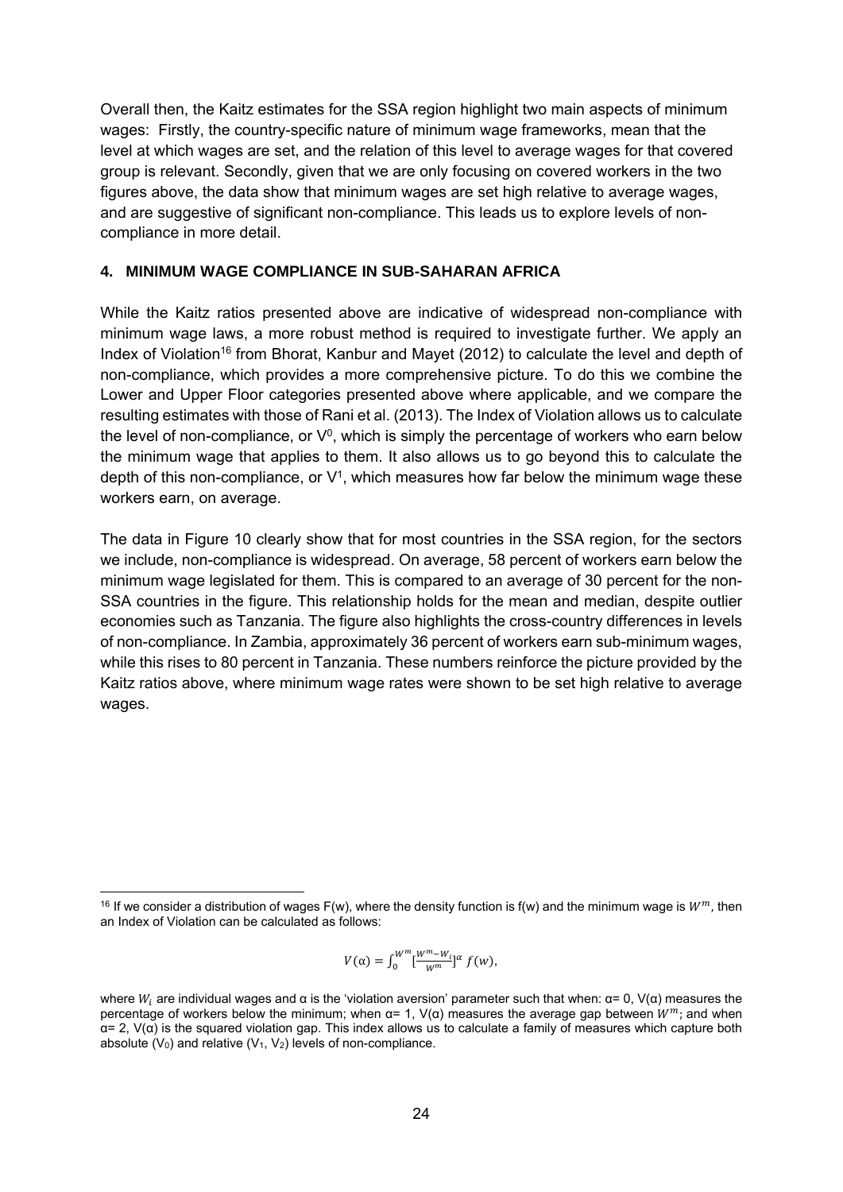Overall then, the Kaitz estimates for the SSA region highlight two main aspects of minimum wages: Firstly, the country-specific nature of minimum wage frameworks, mean that the level at which wages are set, and the relation of this level to average wages for that covered group is relevant. Secondly, given that we are only focusing on covered workers in the two figures above, the data show that minimum wages are set high relative to average wages, and are suggestive of significant non-compliance. This leads us to explore levels of non-compliance in more detail.

## 4. MINIMUM WAGE COMPLIANCE IN SUB-SAHARAN AFRICA

While the Kaitz ratios presented above are indicative of widespread non-compliance with minimum wage laws, a more robust method is required to investigate further. We apply an Index of Violation[16] from Bhorat, Kanbur and Mayet (2012) to calculate the level and depth of non-compliance, which provides a more comprehensive picture. To do this we combine the Lower and Upper Floor categories presented above where applicable, and we compare the resulting estimates with those of Rani et al. (2013). The Index of Violation allows us to calculate the level of non-compliance, or $V^0$, which is simply the percentage of workers who earn below the minimum wage that applies to them. It also allows us to go beyond this to calculate the depth of this non-compliance, or $V^1$, which measures how far below the minimum wage these workers earn, on average.

The data in Figure 10 clearly show that for most countries in the SSA region, for the sectors we include, non-compliance is widespread. On average, 58 percent of workers earn below the minimum wage legislated for them. This is compared to an average of 30 percent for the non-SSA countries in the figure. This relationship holds for the mean and median, despite outlier economies such as Tanzania. The figure also highlights the cross-country differences in levels of non-compliance. In Zambia, approximately 36 percent of workers earn sub-minimum wages, while this rises to 80 percent in Tanzania. These numbers reinforce the picture provided by the Kaitz ratios above, where minimum wage rates were shown to be set high relative to average wages.

---

[16] If we consider a distribution of wages F(w), where the density function is f(w) and the minimum wage is $W^m$, then an Index of Violation can be calculated as follows:

$$V(\alpha) = \int_0^{W^m} \left[\frac{W^m - W_i}{W^m}\right]^{\alpha} f(w),$$

where $W_i$ are individual wages and α is the 'violation aversion' parameter such that when: α= 0, V(α) measures the percentage of workers below the minimum; when α= 1, V(α) measures the average gap between $W^m$; and when α= 2, V(α) is the squared violation gap. This index allows us to calculate a family of measures which capture both absolute ($V_0$) and relative ($V_1$, $V_2$) levels of non-compliance.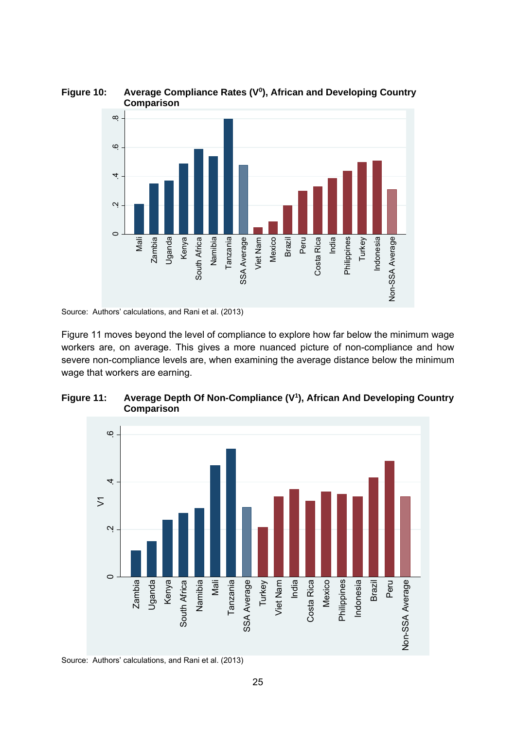**Figure 10: Average Compliance Rates ($V^0$), African and Developing Country Comparison**

Source: Authors' calculations, and Rani et al. (2013)

Figure 11 moves beyond the level of compliance to explore how far below the minimum wage workers are, on average. This gives a more nuanced picture of non-compliance and how severe non-compliance levels are, when examining the average distance below the minimum wage that workers are earning.

**Figure 11: Average Depth Of Non-Compliance ($V^1$), African And Developing Country Comparison**

Source: Authors' calculations, and Rani et al. (2013)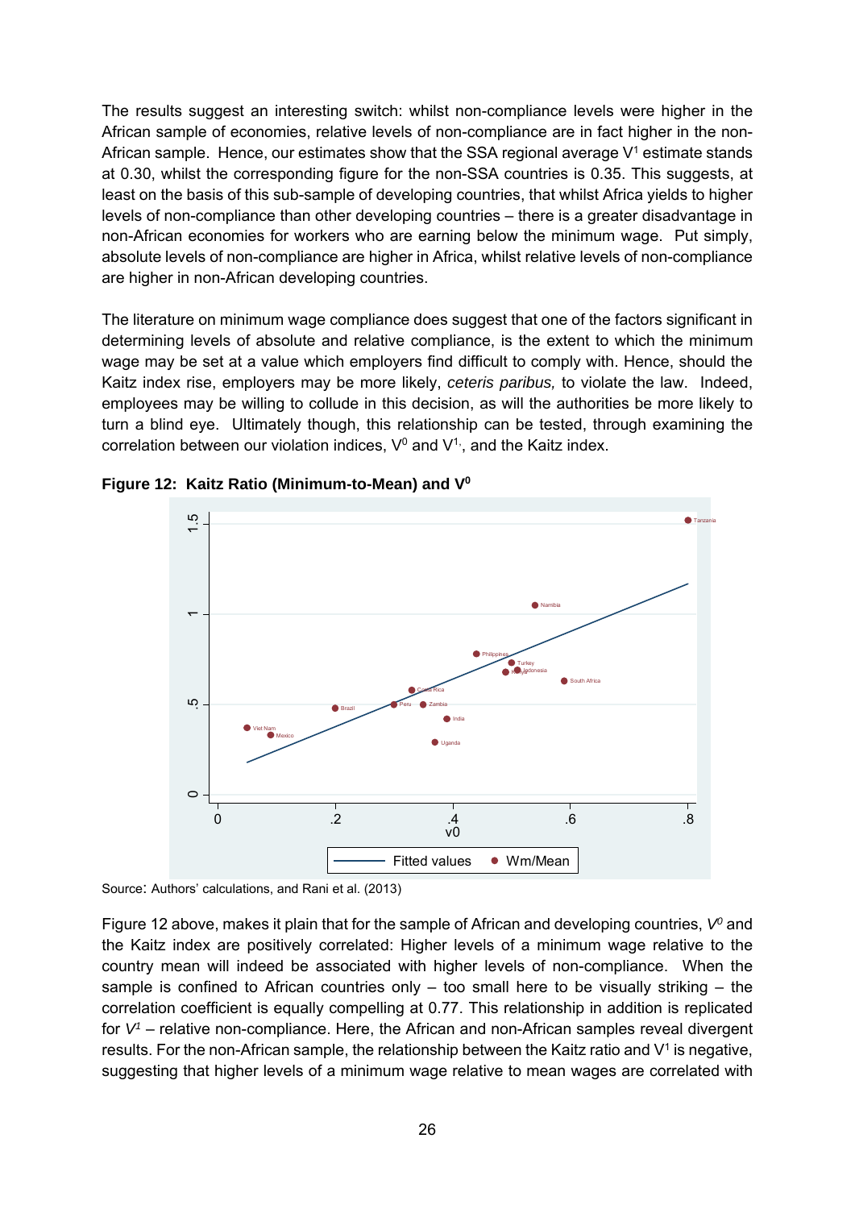The results suggest an interesting switch: whilst non-compliance levels were higher in the African sample of economies, relative levels of non-compliance are in fact higher in the non-African sample. Hence, our estimates show that the SSA regional average $V^1$ estimate stands at 0.30, whilst the corresponding figure for the non-SSA countries is 0.35. This suggests, at least on the basis of this sub-sample of developing countries, that whilst Africa yields to higher levels of non-compliance than other developing countries – there is a greater disadvantage in non-African economies for workers who are earning below the minimum wage. Put simply, absolute levels of non-compliance are higher in Africa, whilst relative levels of non-compliance are higher in non-African developing countries.

The literature on minimum wage compliance does suggest that one of the factors significant in determining levels of absolute and relative compliance, is the extent to which the minimum wage may be set at a value which employers find difficult to comply with. Hence, should the Kaitz index rise, employers may be more likely, *ceteris paribus,* to violate the law. Indeed, employees may be willing to collude in this decision, as will the authorities be more likely to turn a blind eye. Ultimately though, this relationship can be tested, through examining the correlation between our violation indices, $V^0$ and $V^1$, and the Kaitz index.

**Figure 12: Kaitz Ratio (Minimum-to-Mean) and $V^0$**

Source: Authors' calculations, and Rani et al. (2013)

Figure 12 above, makes it plain that for the sample of African and developing countries, $V^0$ and the Kaitz index are positively correlated: Higher levels of a minimum wage relative to the country mean will indeed be associated with higher levels of non-compliance. When the sample is confined to African countries only – too small here to be visually striking – the correlation coefficient is equally compelling at 0.77. This relationship in addition is replicated for $V^1$ – relative non-compliance. Here, the African and non-African samples reveal divergent results. For the non-African sample, the relationship between the Kaitz ratio and $V^1$ is negative, suggesting that higher levels of a minimum wage relative to mean wages are correlated with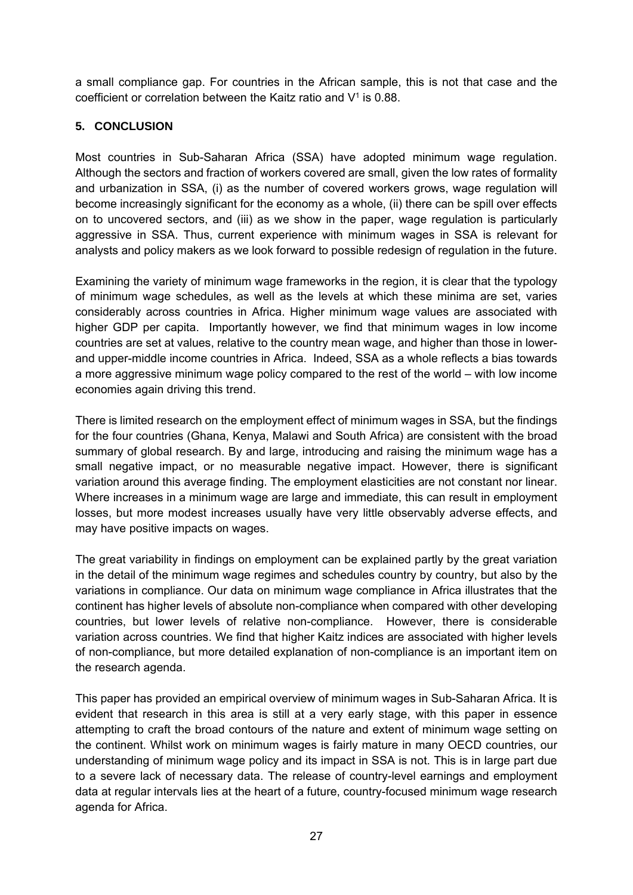a small compliance gap. For countries in the African sample, this is not that case and the coefficient or correlation between the Kaitz ratio and $V^1$ is 0.88.

## 5. CONCLUSION

Most countries in Sub-Saharan Africa (SSA) have adopted minimum wage regulation. Although the sectors and fraction of workers covered are small, given the low rates of formality and urbanization in SSA, (i) as the number of covered workers grows, wage regulation will become increasingly significant for the economy as a whole, (ii) there can be spill over effects on to uncovered sectors, and (iii) as we show in the paper, wage regulation is particularly aggressive in SSA. Thus, current experience with minimum wages in SSA is relevant for analysts and policy makers as we look forward to possible redesign of regulation in the future.

Examining the variety of minimum wage frameworks in the region, it is clear that the typology of minimum wage schedules, as well as the levels at which these minima are set, varies considerably across countries in Africa. Higher minimum wage values are associated with higher GDP per capita. Importantly however, we find that minimum wages in low income countries are set at values, relative to the country mean wage, and higher than those in lower- and upper-middle income countries in Africa. Indeed, SSA as a whole reflects a bias towards a more aggressive minimum wage policy compared to the rest of the world – with low income economies again driving this trend.

There is limited research on the employment effect of minimum wages in SSA, but the findings for the four countries (Ghana, Kenya, Malawi and South Africa) are consistent with the broad summary of global research. By and large, introducing and raising the minimum wage has a small negative impact, or no measurable negative impact. However, there is significant variation around this average finding. The employment elasticities are not constant nor linear. Where increases in a minimum wage are large and immediate, this can result in employment losses, but more modest increases usually have very little observably adverse effects, and may have positive impacts on wages.

The great variability in findings on employment can be explained partly by the great variation in the detail of the minimum wage regimes and schedules country by country, but also by the variations in compliance. Our data on minimum wage compliance in Africa illustrates that the continent has higher levels of absolute non-compliance when compared with other developing countries, but lower levels of relative non-compliance. However, there is considerable variation across countries. We find that higher Kaitz indices are associated with higher levels of non-compliance, but more detailed explanation of non-compliance is an important item on the research agenda.

This paper has provided an empirical overview of minimum wages in Sub-Saharan Africa. It is evident that research in this area is still at a very early stage, with this paper in essence attempting to craft the broad contours of the nature and extent of minimum wage setting on the continent. Whilst work on minimum wages is fairly mature in many OECD countries, our understanding of minimum wage policy and its impact in SSA is not. This is in large part due to a severe lack of necessary data. The release of country-level earnings and employment data at regular intervals lies at the heart of a future, country-focused minimum wage research agenda for Africa.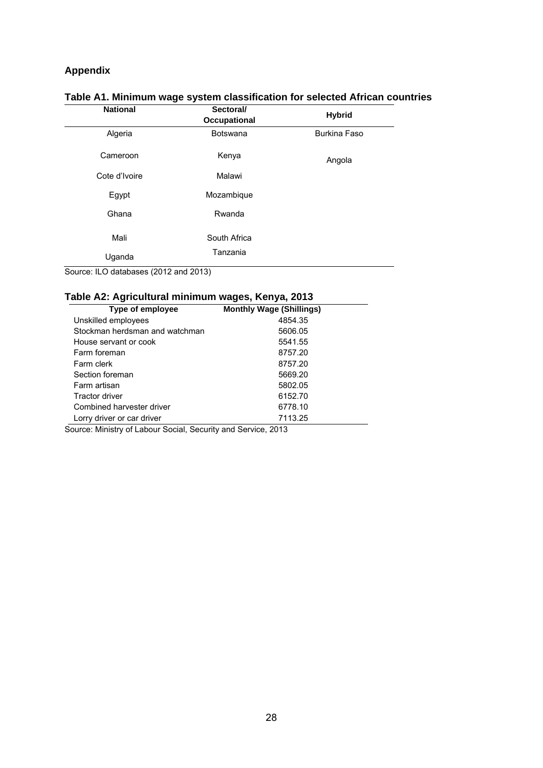## Appendix

**Table A1. Minimum wage system classification for selected African countries**

| National | Sectoral/ Occupational | Hybrid |
|---|---|---|
| Algeria | Botswana | Burkina Faso |
| Cameroon | Kenya | Angola |
| Cote d'Ivoire | Malawi | |
| Egypt | Mozambique | |
| Ghana | Rwanda | |
| Mali | South Africa | |
| Uganda | Tanzania | |

Source: ILO databases (2012 and 2013)

**Table A2: Agricultural minimum wages, Kenya, 2013**

| Type of employee | Monthly Wage (Shillings) |
|---|---|
| Unskilled employees | 4854.35 |
| Stockman herdsman and watchman | 5606.05 |
| House servant or cook | 5541.55 |
| Farm foreman | 8757.20 |
| Farm clerk | 8757.20 |
| Section foreman | 5669.20 |
| Farm artisan | 5802.05 |
| Tractor driver | 6152.70 |
| Combined harvester driver | 6778.10 |
| Lorry driver or car driver | 7113.25 |

Source: Ministry of Labour Social, Security and Service, 2013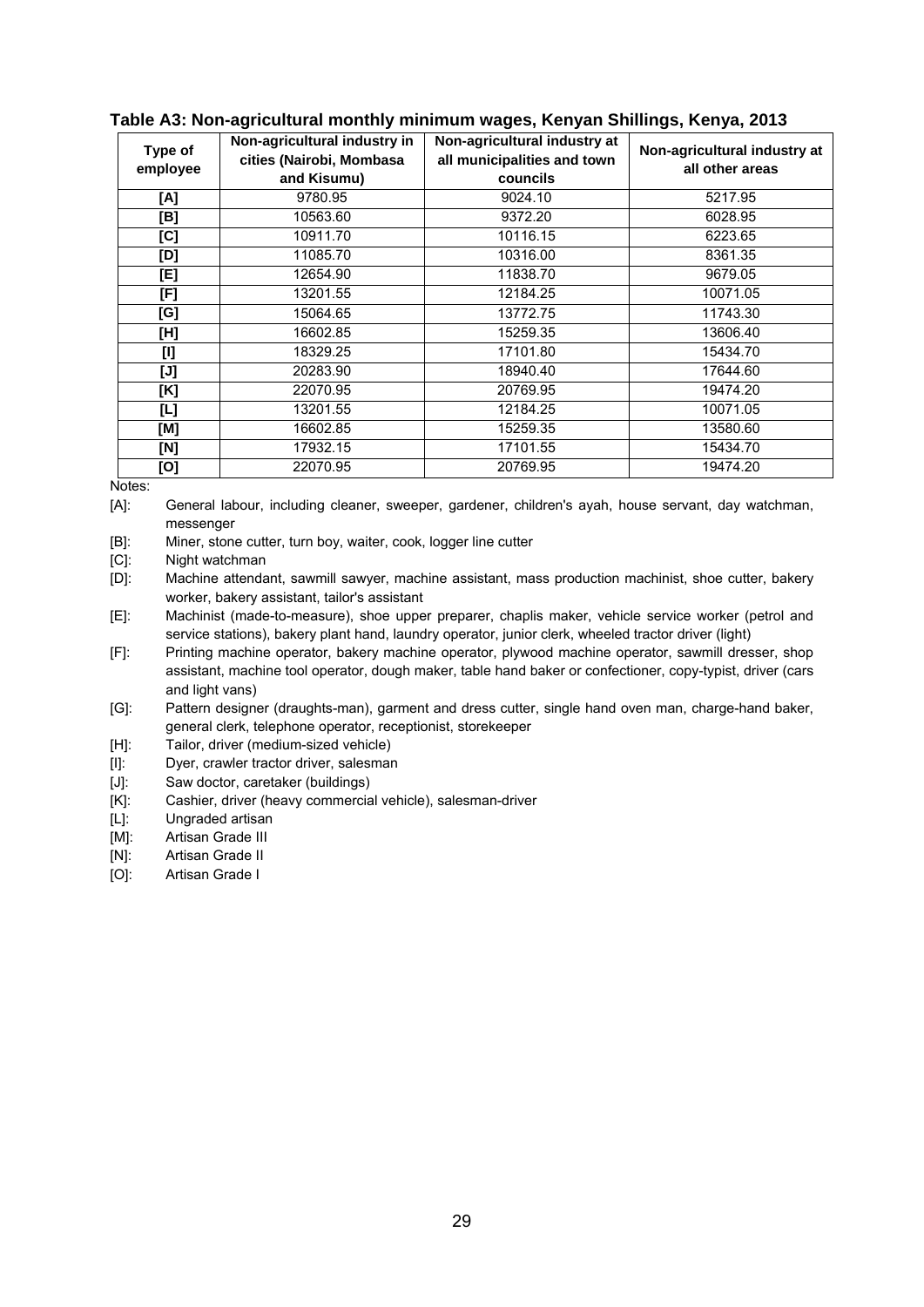**Table A3: Non-agricultural monthly minimum wages, Kenyan Shillings, Kenya, 2013**

| Type of employee | Non-agricultural industry in cities (Nairobi, Mombasa and Kisumu) | Non-agricultural industry at all municipalities and town councils | Non-agricultural industry at all other areas |
|---|---|---|---|
| [A] | 9780.95 | 9024.10 | 5217.95 |
| [B] | 10563.60 | 9372.20 | 6028.95 |
| [C] | 10911.70 | 10116.15 | 6223.65 |
| [D] | 11085.70 | 10316.00 | 8361.35 |
| [E] | 12654.90 | 11838.70 | 9679.05 |
| [F] | 13201.55 | 12184.25 | 10071.05 |
| [G] | 15064.65 | 13772.75 | 11743.30 |
| [H] | 16602.85 | 15259.35 | 13606.40 |
| [I] | 18329.25 | 17101.80 | 15434.70 |
| [J] | 20283.90 | 18940.40 | 17644.60 |
| [K] | 22070.95 | 20769.95 | 19474.20 |
| [L] | 13201.55 | 12184.25 | 10071.05 |
| [M] | 16602.85 | 15259.35 | 13580.60 |
| [N] | 17932.15 | 17101.55 | 15434.70 |
| [O] | 22070.95 | 20769.95 | 19474.20 |

Notes:

[A]: General labour, including cleaner, sweeper, gardener, children's ayah, house servant, day watchman, messenger

[B]: Miner, stone cutter, turn boy, waiter, cook, logger line cutter

[C]: Night watchman

[D]: Machine attendant, sawmill sawyer, machine assistant, mass production machinist, shoe cutter, bakery worker, bakery assistant, tailor's assistant

[E]: Machinist (made-to-measure), shoe upper preparer, chaplis maker, vehicle service worker (petrol and service stations), bakery plant hand, laundry operator, junior clerk, wheeled tractor driver (light)

[F]: Printing machine operator, bakery machine operator, plywood machine operator, sawmill dresser, shop assistant, machine tool operator, dough maker, table hand baker or confectioner, copy-typist, driver (cars and light vans)

[G]: Pattern designer (draughts-man), garment and dress cutter, single hand oven man, charge-hand baker, general clerk, telephone operator, receptionist, storekeeper

[H]: Tailor, driver (medium-sized vehicle)

[I]: Dyer, crawler tractor driver, salesman

[J]: Saw doctor, caretaker (buildings)

[K]: Cashier, driver (heavy commercial vehicle), salesman-driver

[L]: Ungraded artisan

[M]: Artisan Grade III

[N]: Artisan Grade II

[O]: Artisan Grade I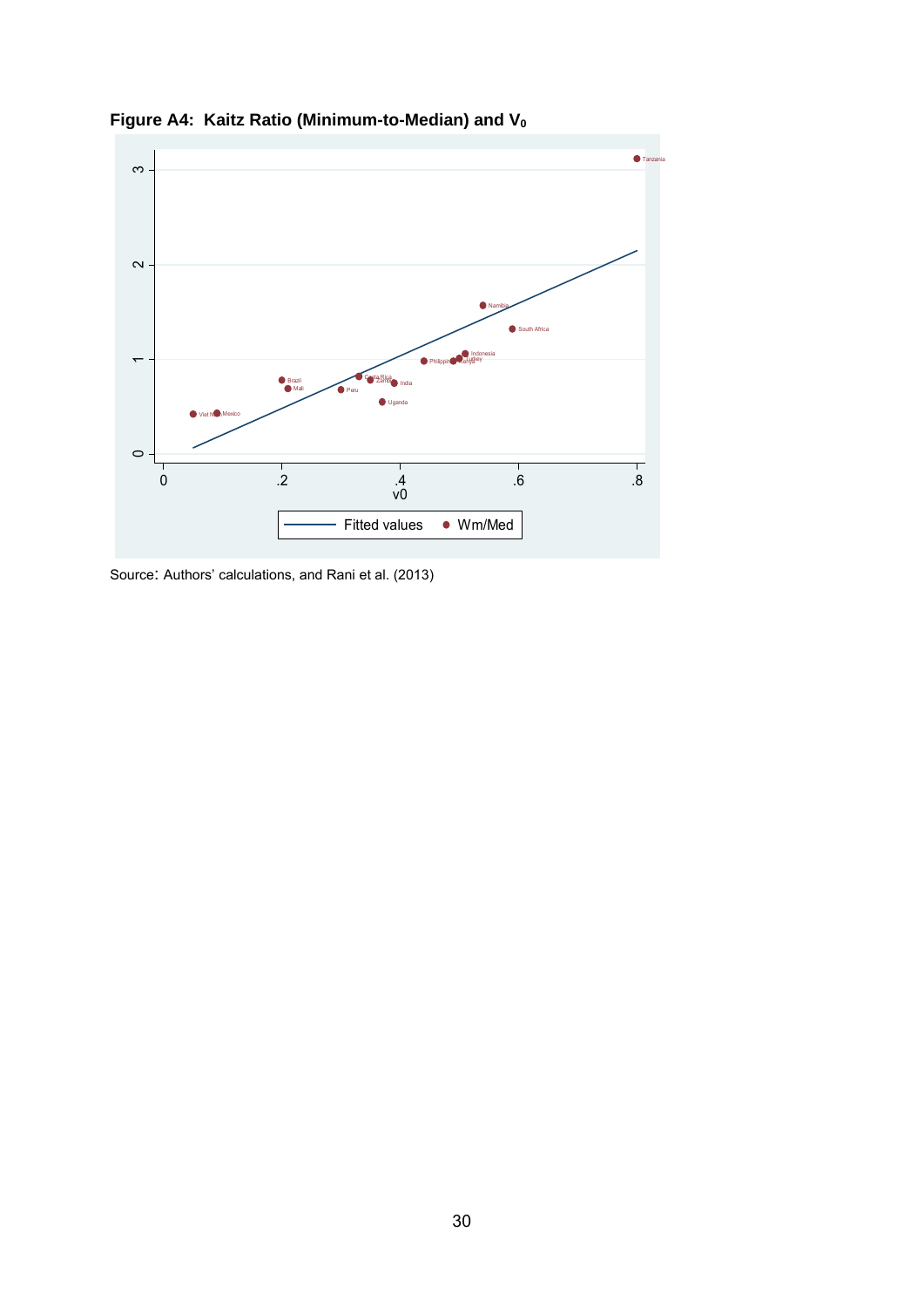**Figure A4: Kaitz Ratio (Minimum-to-Median) and $V_0$**

Source: Authors' calculations, and Rani et al. (2013)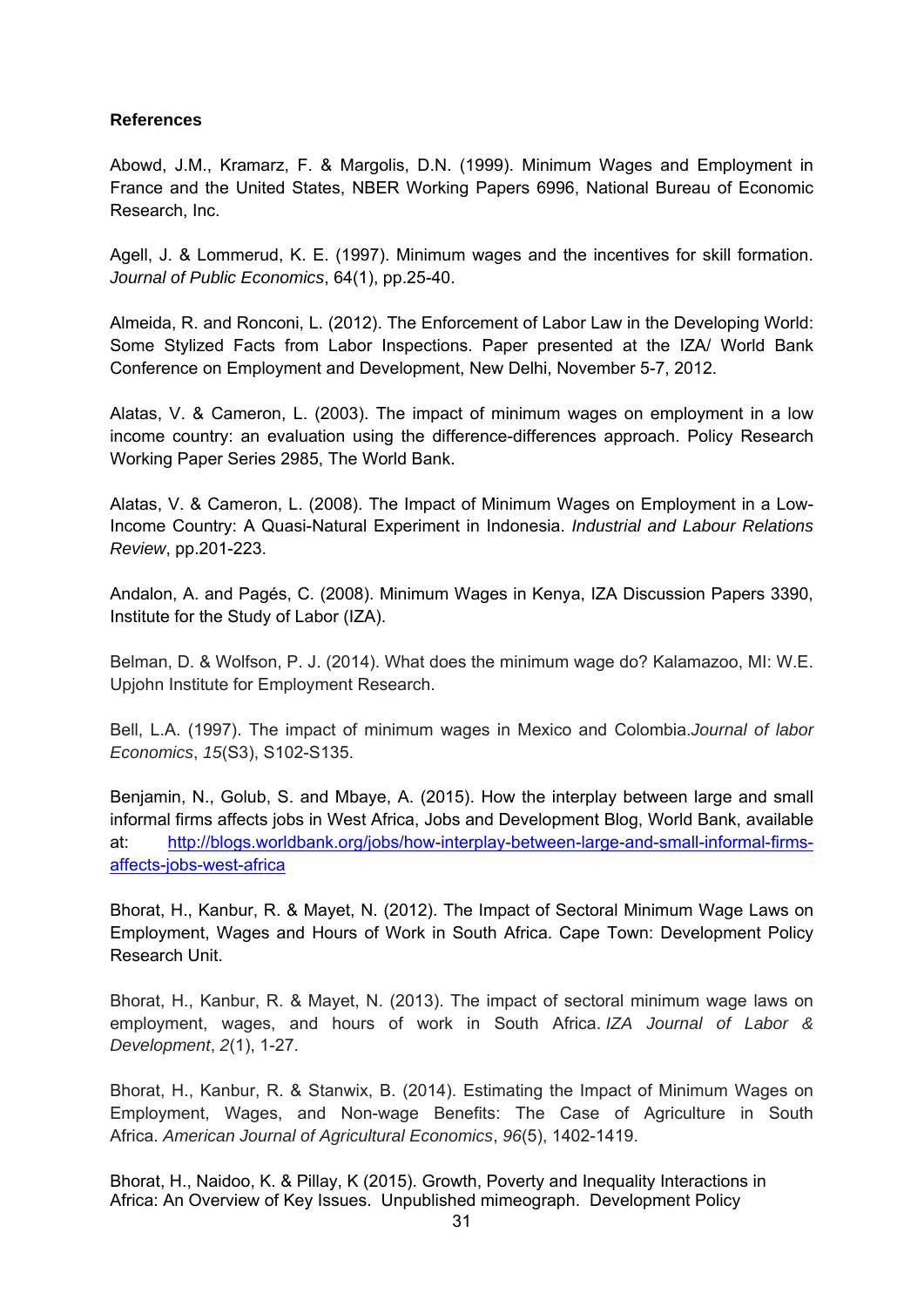**References**

Abowd, J.M., Kramarz, F. & Margolis, D.N. (1999). Minimum Wages and Employment in France and the United States, NBER Working Papers 6996, National Bureau of Economic Research, Inc.

Agell, J. & Lommerud, K. E. (1997). Minimum wages and the incentives for skill formation. *Journal of Public Economics*, 64(1), pp.25-40.

Almeida, R. and Ronconi, L. (2012). The Enforcement of Labor Law in the Developing World: Some Stylized Facts from Labor Inspections. Paper presented at the IZA/ World Bank Conference on Employment and Development, New Delhi, November 5-7, 2012.

Alatas, V. & Cameron, L. (2003). The impact of minimum wages on employment in a low income country: an evaluation using the difference-differences approach. Policy Research Working Paper Series 2985, The World Bank.

Alatas, V. & Cameron, L. (2008). The Impact of Minimum Wages on Employment in a Low-Income Country: A Quasi-Natural Experiment in Indonesia. *Industrial and Labour Relations Review*, pp.201-223.

Andalon, A. and Pagés, C. (2008). Minimum Wages in Kenya, IZA Discussion Papers 3390, Institute for the Study of Labor (IZA).

Belman, D. & Wolfson, P. J. (2014). What does the minimum wage do? Kalamazoo, MI: W.E. Upjohn Institute for Employment Research.

Bell, L.A. (1997). The impact of minimum wages in Mexico and Colombia.*Journal of labor Economics*, *15*(S3), S102-S135.

Benjamin, N., Golub, S. and Mbaye, A. (2015). How the interplay between large and small informal firms affects jobs in West Africa, Jobs and Development Blog, World Bank, available at: http://blogs.worldbank.org/jobs/how-interplay-between-large-and-small-informal-firms-affects-jobs-west-africa

Bhorat, H., Kanbur, R. & Mayet, N. (2012). The Impact of Sectoral Minimum Wage Laws on Employment, Wages and Hours of Work in South Africa. Cape Town: Development Policy Research Unit.

Bhorat, H., Kanbur, R. & Mayet, N. (2013). The impact of sectoral minimum wage laws on employment, wages, and hours of work in South Africa. *IZA Journal of Labor & Development*, *2*(1), 1-27.

Bhorat, H., Kanbur, R. & Stanwix, B. (2014). Estimating the Impact of Minimum Wages on Employment, Wages, and Non-wage Benefits: The Case of Agriculture in South Africa. *American Journal of Agricultural Economics*, *96*(5), 1402-1419.

Bhorat, H., Naidoo, K. & Pillay, K (2015). Growth, Poverty and Inequality Interactions in Africa: An Overview of Key Issues. Unpublished mimeograph. Development Policy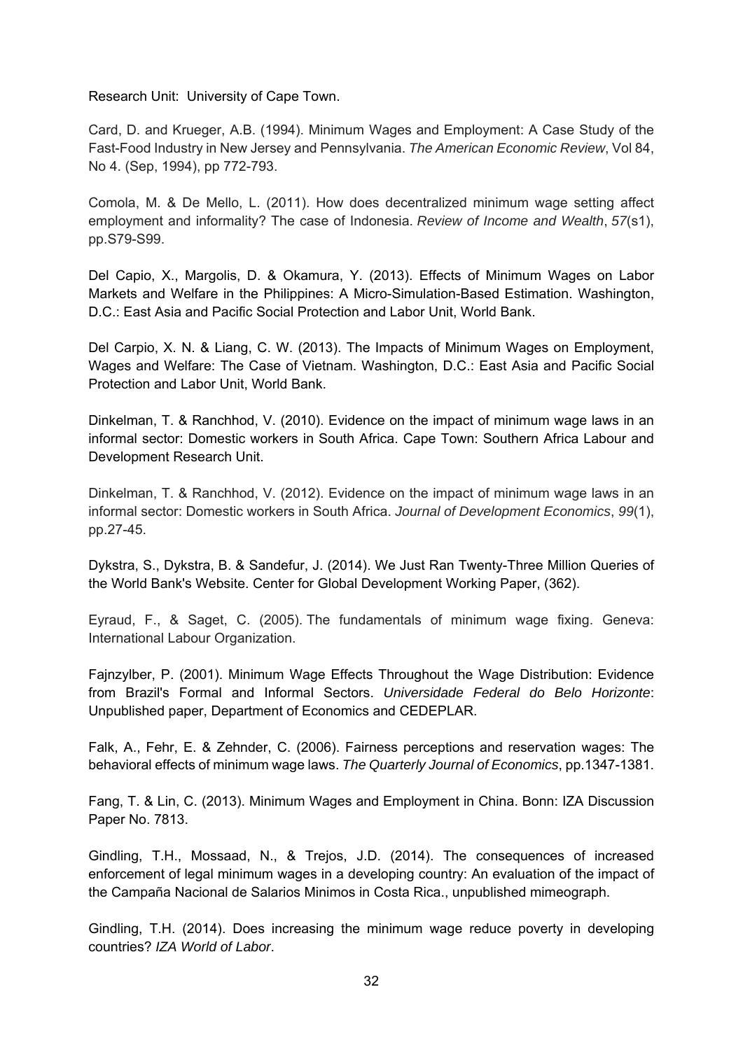Research Unit: University of Cape Town.

Card, D. and Krueger, A.B. (1994). Minimum Wages and Employment: A Case Study of the Fast-Food Industry in New Jersey and Pennsylvania. *The American Economic Review*, Vol 84, No 4. (Sep, 1994), pp 772-793.

Comola, M. & De Mello, L. (2011). How does decentralized minimum wage setting affect employment and informality? The case of Indonesia. *Review of Income and Wealth*, *57*(s1), pp.S79-S99.

Del Capio, X., Margolis, D. & Okamura, Y. (2013). Effects of Minimum Wages on Labor Markets and Welfare in the Philippines: A Micro-Simulation-Based Estimation. Washington, D.C.: East Asia and Pacific Social Protection and Labor Unit, World Bank.

Del Carpio, X. N. & Liang, C. W. (2013). The Impacts of Minimum Wages on Employment, Wages and Welfare: The Case of Vietnam. Washington, D.C.: East Asia and Pacific Social Protection and Labor Unit, World Bank.

Dinkelman, T. & Ranchhod, V. (2010). Evidence on the impact of minimum wage laws in an informal sector: Domestic workers in South Africa. Cape Town: Southern Africa Labour and Development Research Unit.

Dinkelman, T. & Ranchhod, V. (2012). Evidence on the impact of minimum wage laws in an informal sector: Domestic workers in South Africa. *Journal of Development Economics*, *99*(1), pp.27-45.

Dykstra, S., Dykstra, B. & Sandefur, J. (2014). We Just Ran Twenty-Three Million Queries of the World Bank's Website. Center for Global Development Working Paper, (362).

Eyraud, F., & Saget, C. (2005). The fundamentals of minimum wage fixing. Geneva: International Labour Organization.

Fajnzylber, P. (2001). Minimum Wage Effects Throughout the Wage Distribution: Evidence from Brazil's Formal and Informal Sectors. *Universidade Federal do Belo Horizonte*: Unpublished paper, Department of Economics and CEDEPLAR.

Falk, A., Fehr, E. & Zehnder, C. (2006). Fairness perceptions and reservation wages: The behavioral effects of minimum wage laws. *The Quarterly Journal of Economics*, pp.1347-1381.

Fang, T. & Lin, C. (2013). Minimum Wages and Employment in China. Bonn: IZA Discussion Paper No. 7813.

Gindling, T.H., Mossaad, N., & Trejos, J.D. (2014). The consequences of increased enforcement of legal minimum wages in a developing country: An evaluation of the impact of the Campaña Nacional de Salarios Minimos in Costa Rica., unpublished mimeograph.

Gindling, T.H. (2014). Does increasing the minimum wage reduce poverty in developing countries? *IZA World of Labor*.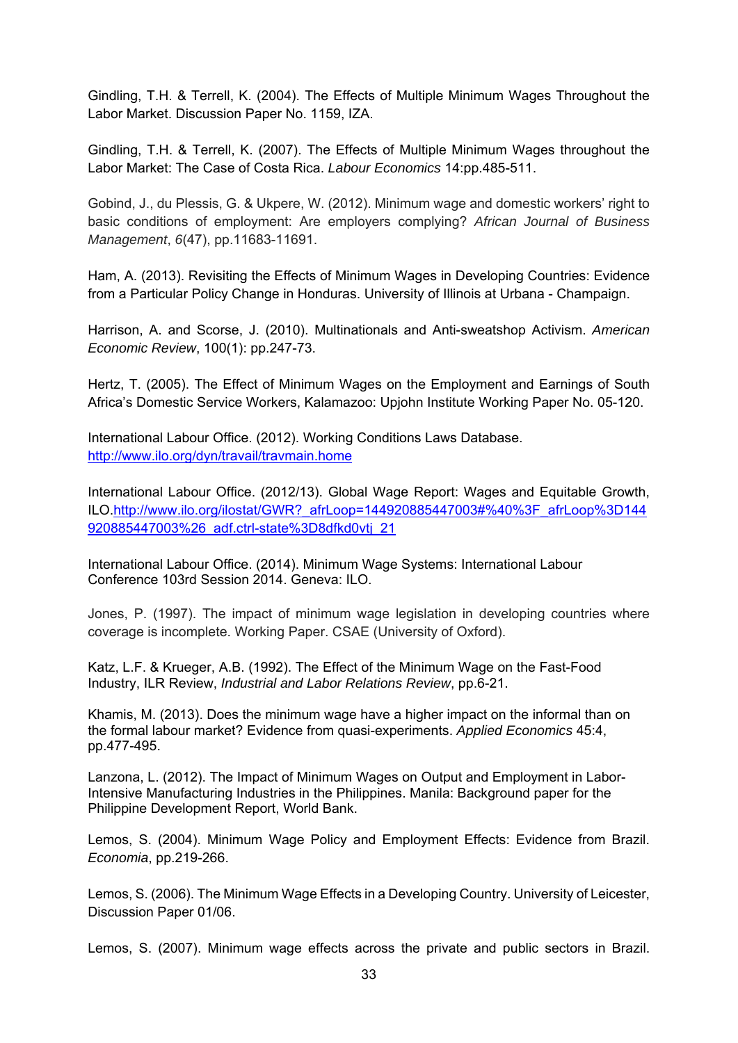Gindling, T.H. & Terrell, K. (2004). The Effects of Multiple Minimum Wages Throughout the Labor Market. Discussion Paper No. 1159, IZA.

Gindling, T.H. & Terrell, K. (2007). The Effects of Multiple Minimum Wages throughout the Labor Market: The Case of Costa Rica. *Labour Economics* 14:pp.485-511.

Gobind, J., du Plessis, G. & Ukpere, W. (2012). Minimum wage and domestic workers' right to basic conditions of employment: Are employers complying? *African Journal of Business Management*, *6*(47), pp.11683-11691.

Ham, A. (2013). Revisiting the Effects of Minimum Wages in Developing Countries: Evidence from a Particular Policy Change in Honduras. University of Illinois at Urbana - Champaign.

Harrison, A. and Scorse, J. (2010). Multinationals and Anti-sweatshop Activism. *American Economic Review*, 100(1): pp.247-73.

Hertz, T. (2005). The Effect of Minimum Wages on the Employment and Earnings of South Africa's Domestic Service Workers, Kalamazoo: Upjohn Institute Working Paper No. 05-120.

International Labour Office. (2012). Working Conditions Laws Database. http://www.ilo.org/dyn/travail/travmain.home

International Labour Office. (2012/13). Global Wage Report: Wages and Equitable Growth, ILO.http://www.ilo.org/ilostat/GWR?_afrLoop=144920885447003#%40%3F_afrLoop%3D144920885447003%26_adf.ctrl-state%3D8dfkd0vtj_21

International Labour Office. (2014). Minimum Wage Systems: International Labour Conference 103rd Session 2014. Geneva: ILO.

Jones, P. (1997). The impact of minimum wage legislation in developing countries where coverage is incomplete. Working Paper. CSAE (University of Oxford).

Katz, L.F. & Krueger, A.B. (1992). The Effect of the Minimum Wage on the Fast-Food Industry, ILR Review, *Industrial and Labor Relations Review*, pp.6-21.

Khamis, M. (2013). Does the minimum wage have a higher impact on the informal than on the formal labour market? Evidence from quasi-experiments. *Applied Economics* 45:4, pp.477-495.

Lanzona, L. (2012). The Impact of Minimum Wages on Output and Employment in Labor-Intensive Manufacturing Industries in the Philippines. Manila: Background paper for the Philippine Development Report, World Bank.

Lemos, S. (2004). Minimum Wage Policy and Employment Effects: Evidence from Brazil. *Economia*, pp.219-266.

Lemos, S. (2006). The Minimum Wage Effects in a Developing Country. University of Leicester, Discussion Paper 01/06.

Lemos, S. (2007). Minimum wage effects across the private and public sectors in Brazil.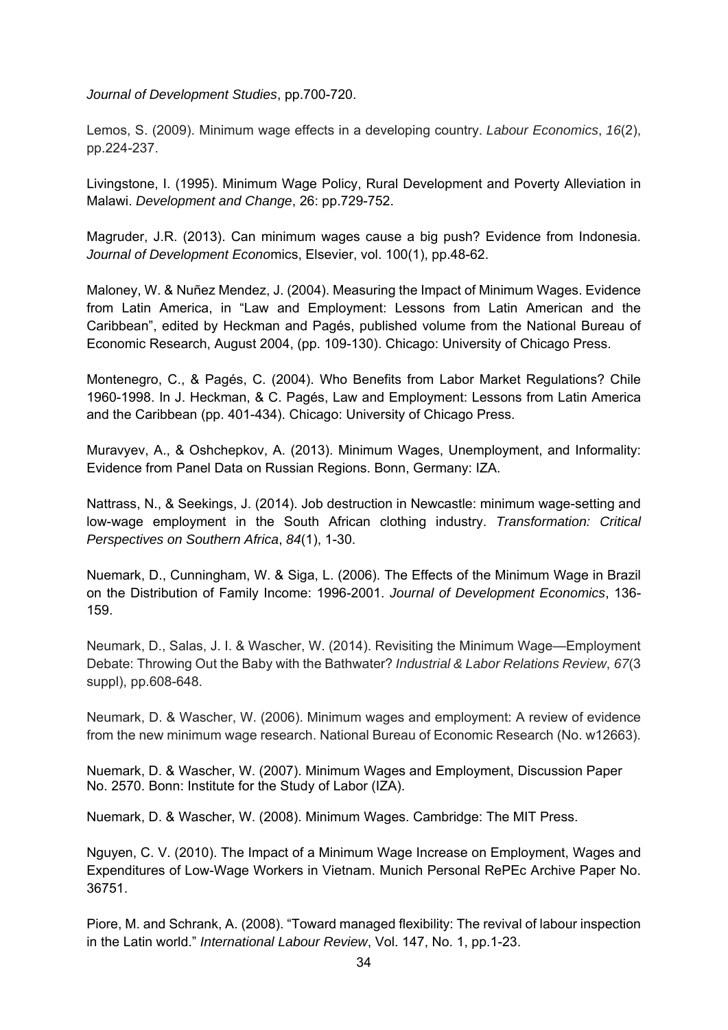*Journal of Development Studies*, pp.700-720.

Lemos, S. (2009). Minimum wage effects in a developing country. *Labour Economics*, *16*(2), pp.224-237.

Livingstone, I. (1995). Minimum Wage Policy, Rural Development and Poverty Alleviation in Malawi. *Development and Change*, 26: pp.729-752.

Magruder, J.R. (2013). Can minimum wages cause a big push? Evidence from Indonesia. *Journal of Development Econo*mics, Elsevier, vol. 100(1), pp.48-62.

Maloney, W. & Nuñez Mendez, J. (2004). Measuring the Impact of Minimum Wages. Evidence from Latin America, in "Law and Employment: Lessons from Latin American and the Caribbean", edited by Heckman and Pagés, published volume from the National Bureau of Economic Research, August 2004, (pp. 109-130). Chicago: University of Chicago Press.

Montenegro, C., & Pagés, C. (2004). Who Benefits from Labor Market Regulations? Chile 1960-1998. In J. Heckman, & C. Pagés, Law and Employment: Lessons from Latin America and the Caribbean (pp. 401-434). Chicago: University of Chicago Press.

Muravyev, A., & Oshchepkov, A. (2013). Minimum Wages, Unemployment, and Informality: Evidence from Panel Data on Russian Regions. Bonn, Germany: IZA.

Nattrass, N., & Seekings, J. (2014). Job destruction in Newcastle: minimum wage-setting and low-wage employment in the South African clothing industry. *Transformation: Critical Perspectives on Southern Africa*, *84*(1), 1-30.

Nuemark, D., Cunningham, W. & Siga, L. (2006). The Effects of the Minimum Wage in Brazil on the Distribution of Family Income: 1996-2001. *Journal of Development Economics*, 136-159.

Neumark, D., Salas, J. I. & Wascher, W. (2014). Revisiting the Minimum Wage—Employment Debate: Throwing Out the Baby with the Bathwater? *Industrial & Labor Relations Review*, *67*(3 suppl), pp.608-648.

Neumark, D. & Wascher, W. (2006). Minimum wages and employment: A review of evidence from the new minimum wage research. National Bureau of Economic Research (No. w12663).

Nuemark, D. & Wascher, W. (2007). Minimum Wages and Employment, Discussion Paper No. 2570. Bonn: Institute for the Study of Labor (IZA).

Nuemark, D. & Wascher, W. (2008). Minimum Wages. Cambridge: The MIT Press.

Nguyen, C. V. (2010). The Impact of a Minimum Wage Increase on Employment, Wages and Expenditures of Low-Wage Workers in Vietnam. Munich Personal RePEc Archive Paper No. 36751.

Piore, M. and Schrank, A. (2008). "Toward managed flexibility: The revival of labour inspection in the Latin world." *International Labour Review*, Vol. 147, No. 1, pp.1-23.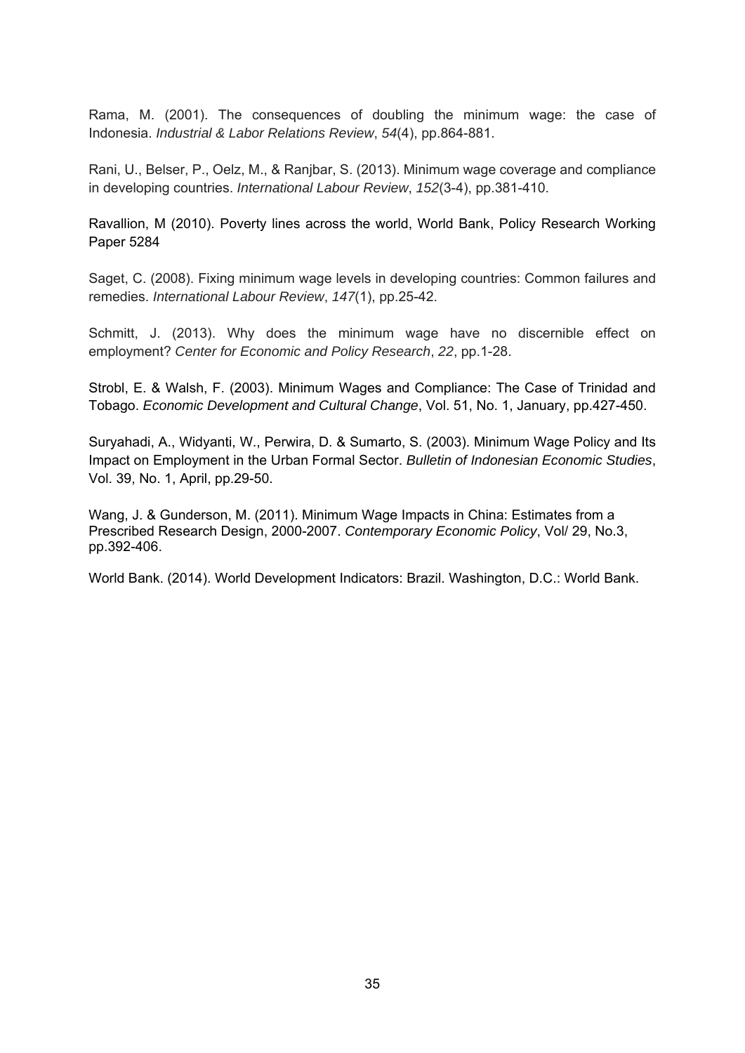Rama, M. (2001). The consequences of doubling the minimum wage: the case of Indonesia. *Industrial & Labor Relations Review*, *54*(4), pp.864-881.

Rani, U., Belser, P., Oelz, M., & Ranjbar, S. (2013). Minimum wage coverage and compliance in developing countries. *International Labour Review*, *152*(3-4), pp.381-410.

Ravallion, M (2010). Poverty lines across the world, World Bank, Policy Research Working Paper 5284

Saget, C. (2008). Fixing minimum wage levels in developing countries: Common failures and remedies. *International Labour Review*, *147*(1), pp.25-42.

Schmitt, J. (2013). Why does the minimum wage have no discernible effect on employment? *Center for Economic and Policy Research*, *22*, pp.1-28.

Strobl, E. & Walsh, F. (2003). Minimum Wages and Compliance: The Case of Trinidad and Tobago. *Economic Development and Cultural Change*, Vol. 51, No. 1, January, pp.427-450.

Suryahadi, A., Widyanti, W., Perwira, D. & Sumarto, S. (2003). Minimum Wage Policy and Its Impact on Employment in the Urban Formal Sector. *Bulletin of Indonesian Economic Studies*, Vol. 39, No. 1, April, pp.29-50.

Wang, J. & Gunderson, M. (2011). Minimum Wage Impacts in China: Estimates from a Prescribed Research Design, 2000-2007. *Contemporary Economic Policy*, Vol/ 29, No.3, pp.392-406.

World Bank. (2014). World Development Indicators: Brazil. Washington, D.C.: World Bank.